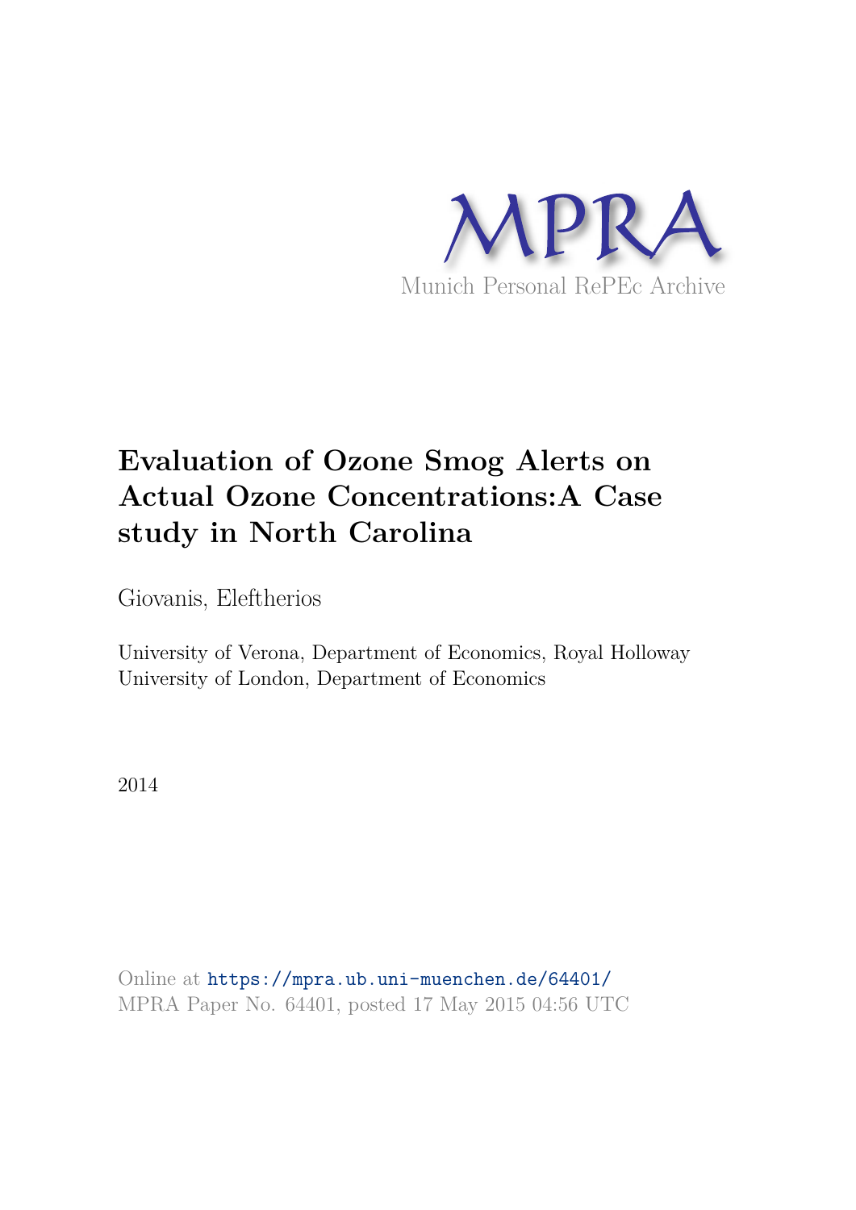MPRA

Munich Personal RePEc Archive

# Evaluation of Ozone Smog Alerts on Actual Ozone Concentrations:A Case study in North Carolina

Giovanis, Eleftherios

University of Verona, Department of Economics, Royal Holloway University of London, Department of Economics

2014

Online at https://mpra.ub.uni-muenchen.de/64401/
MPRA Paper No. 64401, posted 17 May 2015 04:56 UTC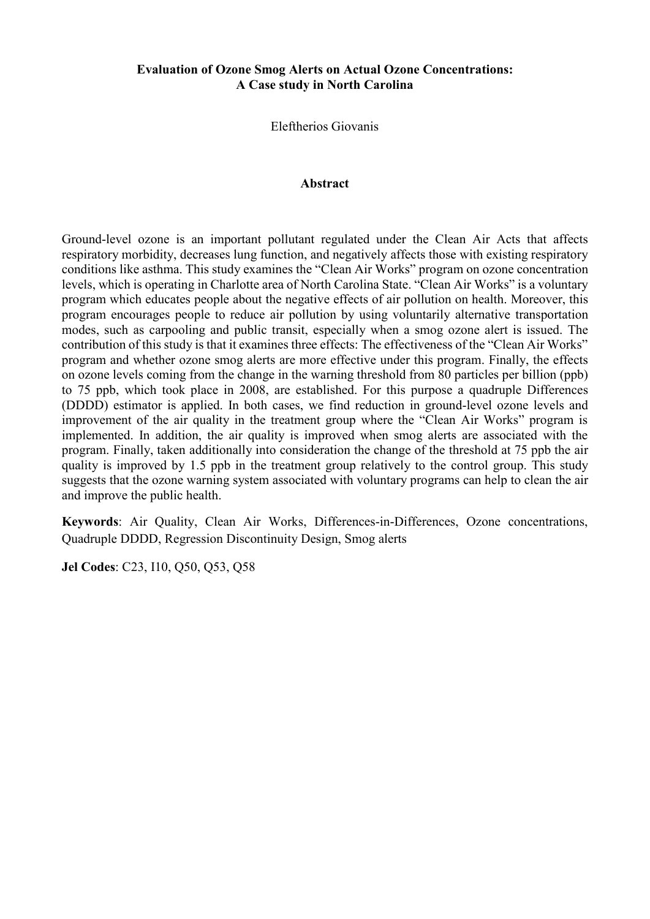**Evaluation of Ozone Smog Alerts on Actual Ozone Concentrations:**
**A Case study in North Carolina**

Eleftherios Giovanis

## Abstract

Ground-level ozone is an important pollutant regulated under the Clean Air Acts that affects respiratory morbidity, decreases lung function, and negatively affects those with existing respiratory conditions like asthma. This study examines the "Clean Air Works" program on ozone concentration levels, which is operating in Charlotte area of North Carolina State. "Clean Air Works" is a voluntary program which educates people about the negative effects of air pollution on health. Moreover, this program encourages people to reduce air pollution by using voluntarily alternative transportation modes, such as carpooling and public transit, especially when a smog ozone alert is issued. The contribution of this study is that it examines three effects: The effectiveness of the "Clean Air Works" program and whether ozone smog alerts are more effective under this program. Finally, the effects on ozone levels coming from the change in the warning threshold from 80 particles per billion (ppb) to 75 ppb, which took place in 2008, are established. For this purpose a quadruple Differences (DDDD) estimator is applied. In both cases, we find reduction in ground-level ozone levels and improvement of the air quality in the treatment group where the "Clean Air Works" program is implemented. In addition, the air quality is improved when smog alerts are associated with the program. Finally, taken additionally into consideration the change of the threshold at 75 ppb the air quality is improved by 1.5 ppb in the treatment group relatively to the control group. This study suggests that the ozone warning system associated with voluntary programs can help to clean the air and improve the public health.

**Keywords**: Air Quality, Clean Air Works, Differences-in-Differences, Ozone concentrations, Quadruple DDDD, Regression Discontinuity Design, Smog alerts

**Jel Codes**: C23, I10, Q50, Q53, Q58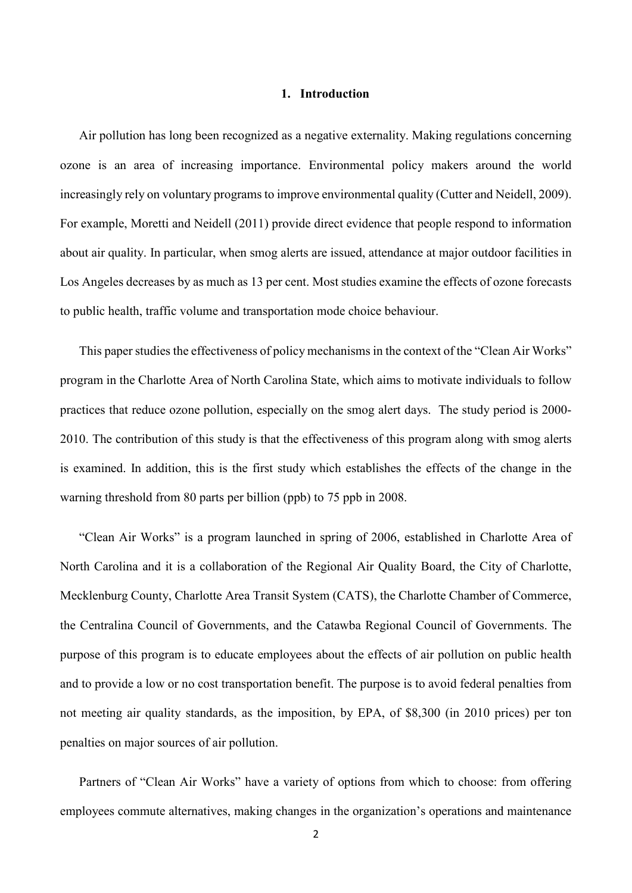## 1. Introduction

Air pollution has long been recognized as a negative externality. Making regulations concerning ozone is an area of increasing importance. Environmental policy makers around the world increasingly rely on voluntary programs to improve environmental quality (Cutter and Neidell, 2009). For example, Moretti and Neidell (2011) provide direct evidence that people respond to information about air quality. In particular, when smog alerts are issued, attendance at major outdoor facilities in Los Angeles decreases by as much as 13 per cent. Most studies examine the effects of ozone forecasts to public health, traffic volume and transportation mode choice behaviour.

This paper studies the effectiveness of policy mechanisms in the context of the "Clean Air Works" program in the Charlotte Area of North Carolina State, which aims to motivate individuals to follow practices that reduce ozone pollution, especially on the smog alert days. The study period is 2000-2010. The contribution of this study is that the effectiveness of this program along with smog alerts is examined. In addition, this is the first study which establishes the effects of the change in the warning threshold from 80 parts per billion (ppb) to 75 ppb in 2008.

"Clean Air Works" is a program launched in spring of 2006, established in Charlotte Area of North Carolina and it is a collaboration of the Regional Air Quality Board, the City of Charlotte, Mecklenburg County, Charlotte Area Transit System (CATS), the Charlotte Chamber of Commerce, the Centralina Council of Governments, and the Catawba Regional Council of Governments. The purpose of this program is to educate employees about the effects of air pollution on public health and to provide a low or no cost transportation benefit. The purpose is to avoid federal penalties from not meeting air quality standards, as the imposition, by EPA, of $8,300 (in 2010 prices) per ton penalties on major sources of air pollution.

Partners of "Clean Air Works" have a variety of options from which to choose: from offering employees commute alternatives, making changes in the organization's operations and maintenance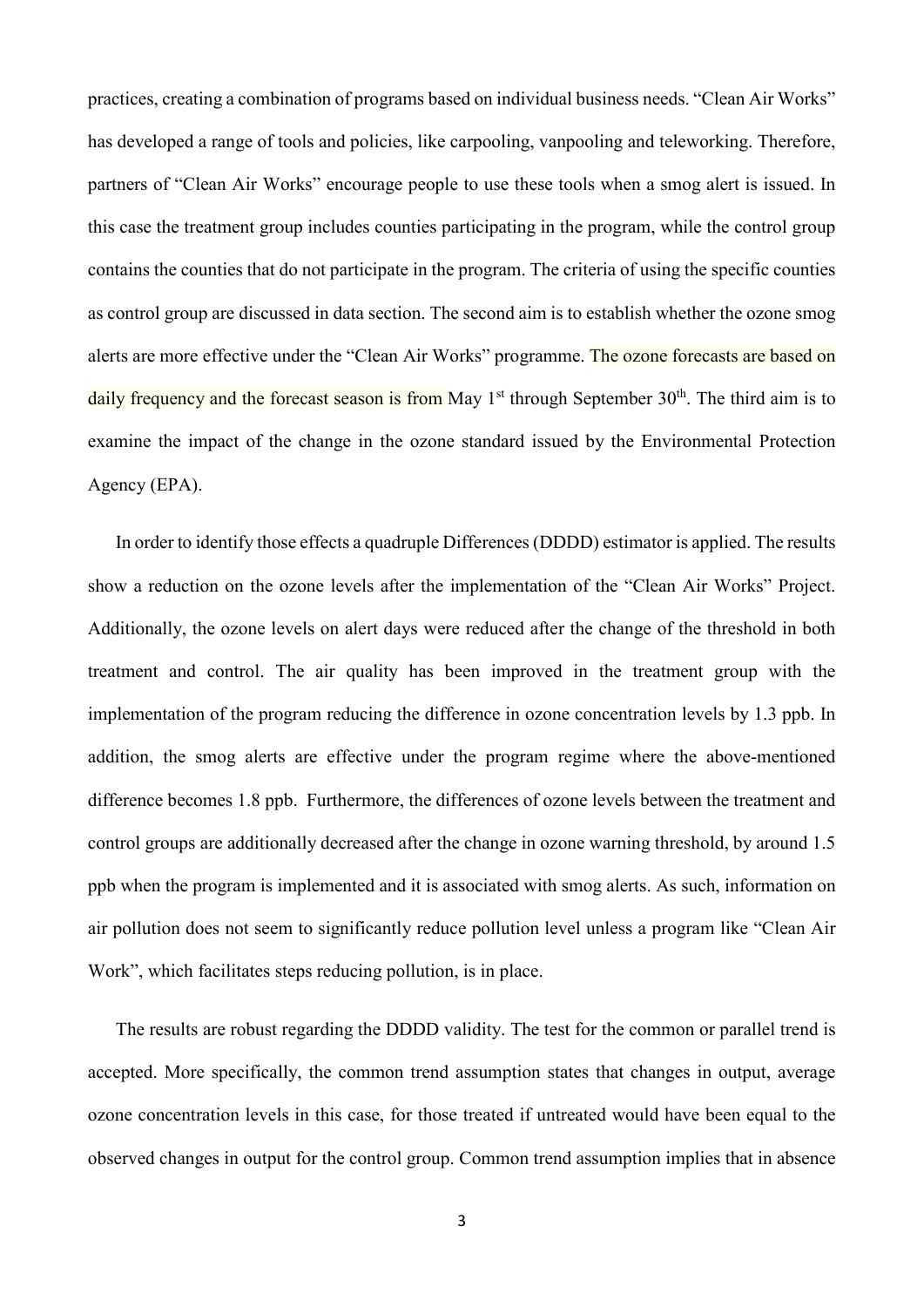practices, creating a combination of programs based on individual business needs. "Clean Air Works" has developed a range of tools and policies, like carpooling, vanpooling and teleworking. Therefore, partners of "Clean Air Works" encourage people to use these tools when a smog alert is issued. In this case the treatment group includes counties participating in the program, while the control group contains the counties that do not participate in the program. The criteria of using the specific counties as control group are discussed in data section. The second aim is to establish whether the ozone smog alerts are more effective under the "Clean Air Works" programme. The ozone forecasts are based on daily frequency and the forecast season is from May 1st through September 30th. The third aim is to examine the impact of the change in the ozone standard issued by the Environmental Protection Agency (EPA).

In order to identify those effects a quadruple Differences (DDDD) estimator is applied. The results show a reduction on the ozone levels after the implementation of the "Clean Air Works" Project. Additionally, the ozone levels on alert days were reduced after the change of the threshold in both treatment and control. The air quality has been improved in the treatment group with the implementation of the program reducing the difference in ozone concentration levels by 1.3 ppb. In addition, the smog alerts are effective under the program regime where the above-mentioned difference becomes 1.8 ppb. Furthermore, the differences of ozone levels between the treatment and control groups are additionally decreased after the change in ozone warning threshold, by around 1.5 ppb when the program is implemented and it is associated with smog alerts. As such, information on air pollution does not seem to significantly reduce pollution level unless a program like "Clean Air Work", which facilitates steps reducing pollution, is in place.

The results are robust regarding the DDDD validity. The test for the common or parallel trend is accepted. More specifically, the common trend assumption states that changes in output, average ozone concentration levels in this case, for those treated if untreated would have been equal to the observed changes in output for the control group. Common trend assumption implies that in absence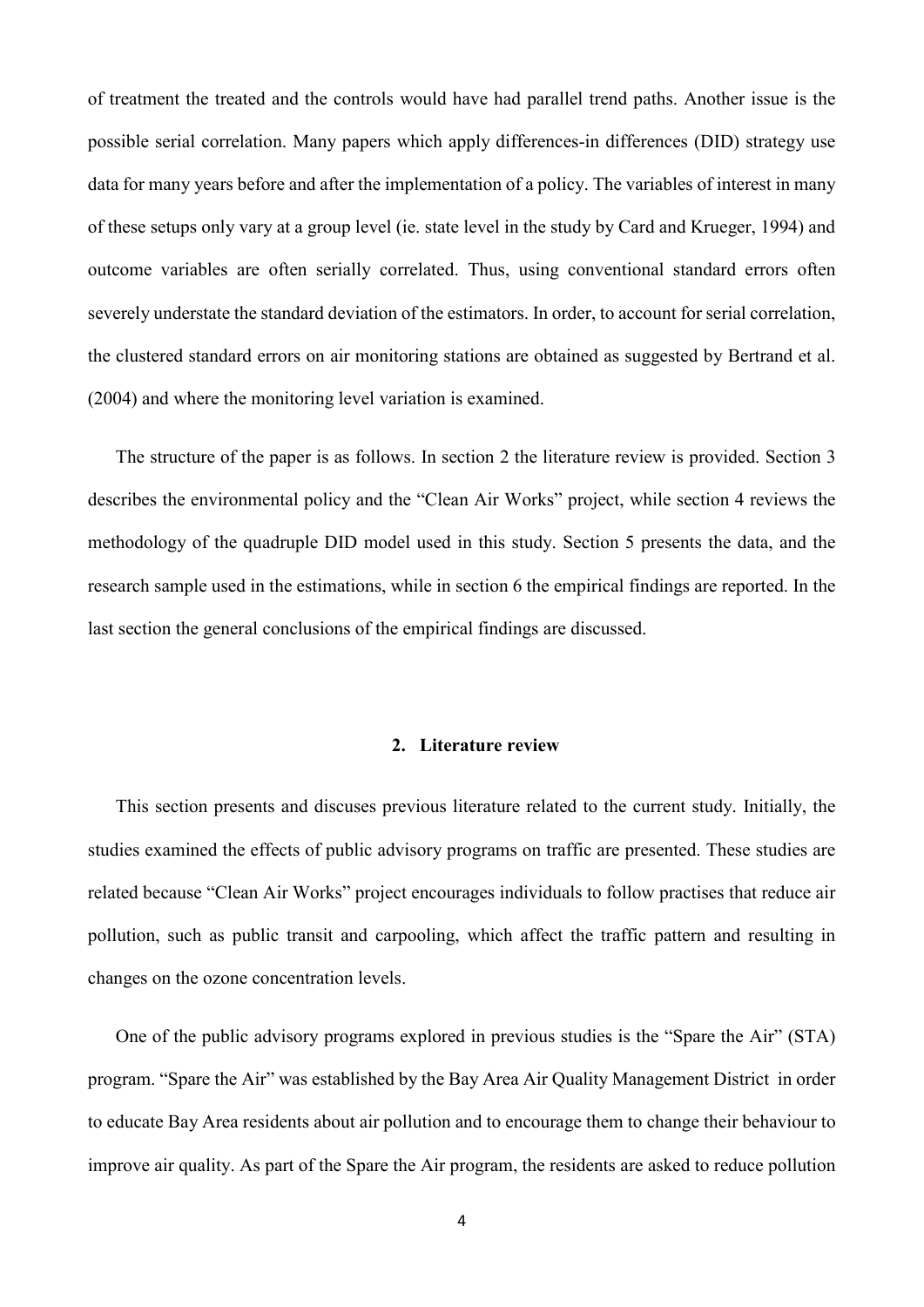of treatment the treated and the controls would have had parallel trend paths. Another issue is the possible serial correlation. Many papers which apply differences-in differences (DID) strategy use data for many years before and after the implementation of a policy. The variables of interest in many of these setups only vary at a group level (ie. state level in the study by Card and Krueger, 1994) and outcome variables are often serially correlated. Thus, using conventional standard errors often severely understate the standard deviation of the estimators. In order, to account for serial correlation, the clustered standard errors on air monitoring stations are obtained as suggested by Bertrand et al. (2004) and where the monitoring level variation is examined.

The structure of the paper is as follows. In section 2 the literature review is provided. Section 3 describes the environmental policy and the "Clean Air Works" project, while section 4 reviews the methodology of the quadruple DID model used in this study. Section 5 presents the data, and the research sample used in the estimations, while in section 6 the empirical findings are reported. In the last section the general conclusions of the empirical findings are discussed.

## 2. Literature review

This section presents and discuses previous literature related to the current study. Initially, the studies examined the effects of public advisory programs on traffic are presented. These studies are related because "Clean Air Works" project encourages individuals to follow practises that reduce air pollution, such as public transit and carpooling, which affect the traffic pattern and resulting in changes on the ozone concentration levels.

One of the public advisory programs explored in previous studies is the "Spare the Air" (STA) program. "Spare the Air" was established by the Bay Area Air Quality Management District in order to educate Bay Area residents about air pollution and to encourage them to change their behaviour to improve air quality. As part of the Spare the Air program, the residents are asked to reduce pollution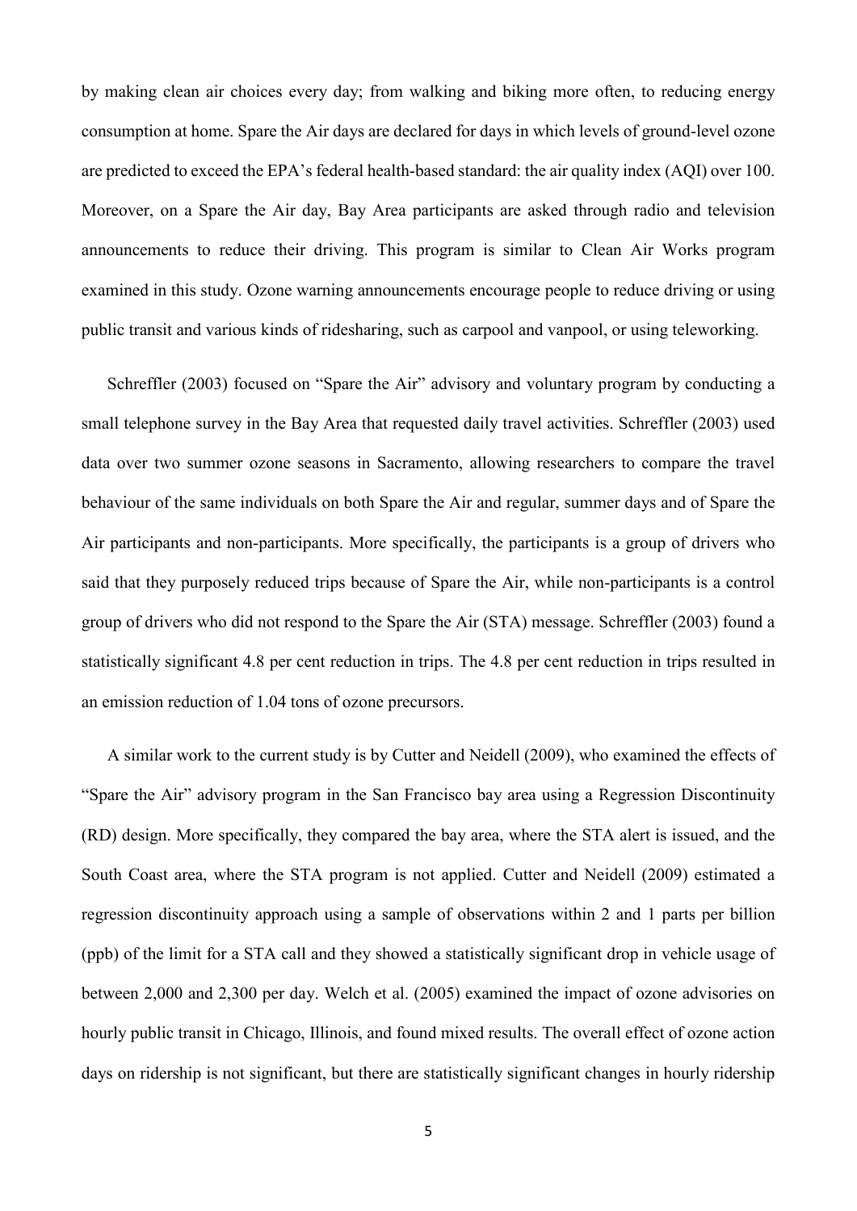by making clean air choices every day; from walking and biking more often, to reducing energy consumption at home. Spare the Air days are declared for days in which levels of ground-level ozone are predicted to exceed the EPA's federal health-based standard: the air quality index (AQI) over 100. Moreover, on a Spare the Air day, Bay Area participants are asked through radio and television announcements to reduce their driving. This program is similar to Clean Air Works program examined in this study. Ozone warning announcements encourage people to reduce driving or using public transit and various kinds of ridesharing, such as carpool and vanpool, or using teleworking.

Schreffler (2003) focused on "Spare the Air" advisory and voluntary program by conducting a small telephone survey in the Bay Area that requested daily travel activities. Schreffler (2003) used data over two summer ozone seasons in Sacramento, allowing researchers to compare the travel behaviour of the same individuals on both Spare the Air and regular, summer days and of Spare the Air participants and non-participants. More specifically, the participants is a group of drivers who said that they purposely reduced trips because of Spare the Air, while non-participants is a control group of drivers who did not respond to the Spare the Air (STA) message. Schreffler (2003) found a statistically significant 4.8 per cent reduction in trips. The 4.8 per cent reduction in trips resulted in an emission reduction of 1.04 tons of ozone precursors.

A similar work to the current study is by Cutter and Neidell (2009), who examined the effects of "Spare the Air" advisory program in the San Francisco bay area using a Regression Discontinuity (RD) design. More specifically, they compared the bay area, where the STA alert is issued, and the South Coast area, where the STA program is not applied. Cutter and Neidell (2009) estimated a regression discontinuity approach using a sample of observations within 2 and 1 parts per billion (ppb) of the limit for a STA call and they showed a statistically significant drop in vehicle usage of between 2,000 and 2,300 per day. Welch et al. (2005) examined the impact of ozone advisories on hourly public transit in Chicago, Illinois, and found mixed results. The overall effect of ozone action days on ridership is not significant, but there are statistically significant changes in hourly ridership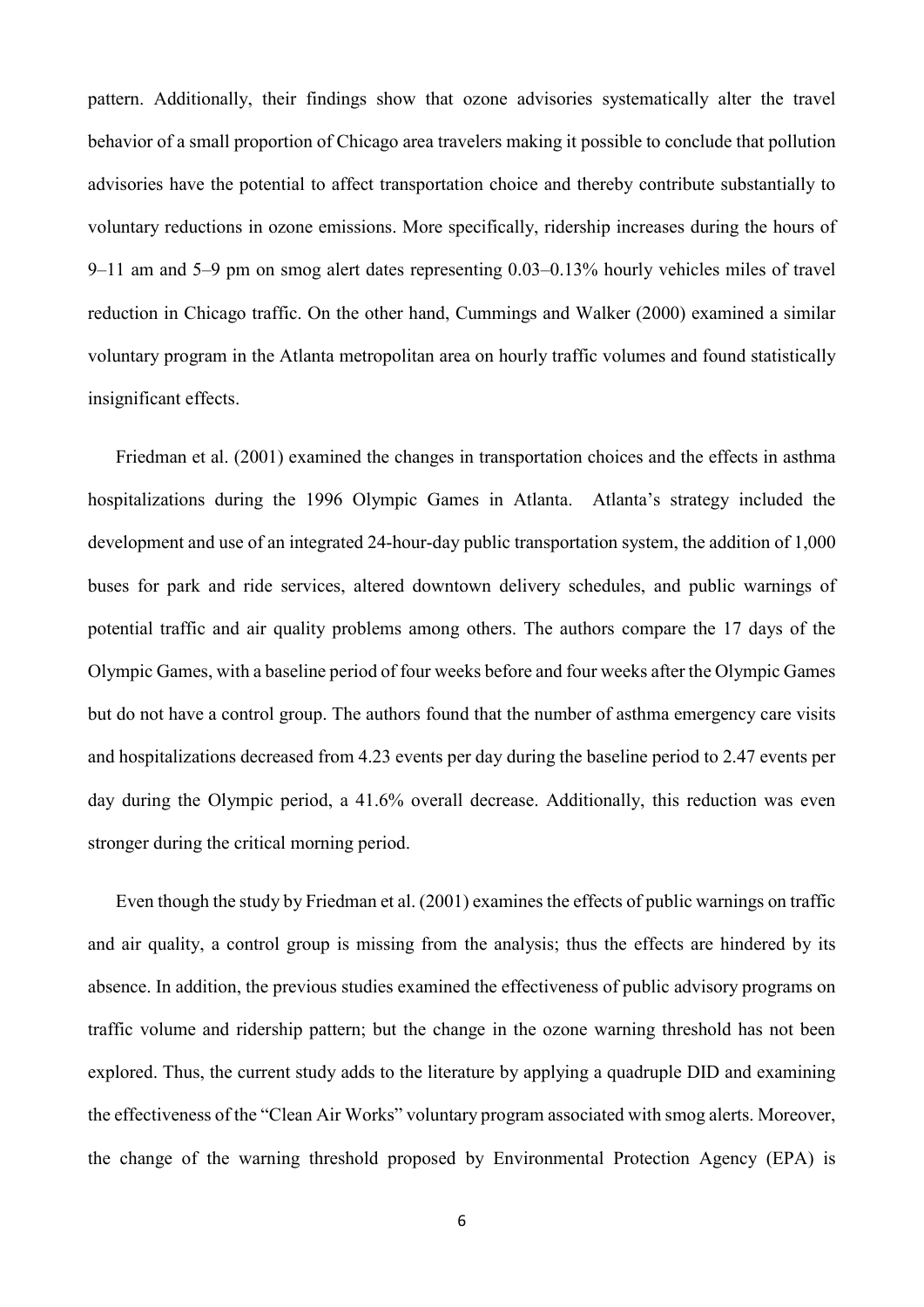pattern. Additionally, their findings show that ozone advisories systematically alter the travel behavior of a small proportion of Chicago area travelers making it possible to conclude that pollution advisories have the potential to affect transportation choice and thereby contribute substantially to voluntary reductions in ozone emissions. More specifically, ridership increases during the hours of 9–11 am and 5–9 pm on smog alert dates representing 0.03–0.13% hourly vehicles miles of travel reduction in Chicago traffic. On the other hand, Cummings and Walker (2000) examined a similar voluntary program in the Atlanta metropolitan area on hourly traffic volumes and found statistically insignificant effects.

Friedman et al. (2001) examined the changes in transportation choices and the effects in asthma hospitalizations during the 1996 Olympic Games in Atlanta. Atlanta's strategy included the development and use of an integrated 24-hour-day public transportation system, the addition of 1,000 buses for park and ride services, altered downtown delivery schedules, and public warnings of potential traffic and air quality problems among others. The authors compare the 17 days of the Olympic Games, with a baseline period of four weeks before and four weeks after the Olympic Games but do not have a control group. The authors found that the number of asthma emergency care visits and hospitalizations decreased from 4.23 events per day during the baseline period to 2.47 events per day during the Olympic period, a 41.6% overall decrease. Additionally, this reduction was even stronger during the critical morning period.

Even though the study by Friedman et al. (2001) examines the effects of public warnings on traffic and air quality, a control group is missing from the analysis; thus the effects are hindered by its absence. In addition, the previous studies examined the effectiveness of public advisory programs on traffic volume and ridership pattern; but the change in the ozone warning threshold has not been explored. Thus, the current study adds to the literature by applying a quadruple DID and examining the effectiveness of the "Clean Air Works" voluntary program associated with smog alerts. Moreover, the change of the warning threshold proposed by Environmental Protection Agency (EPA) is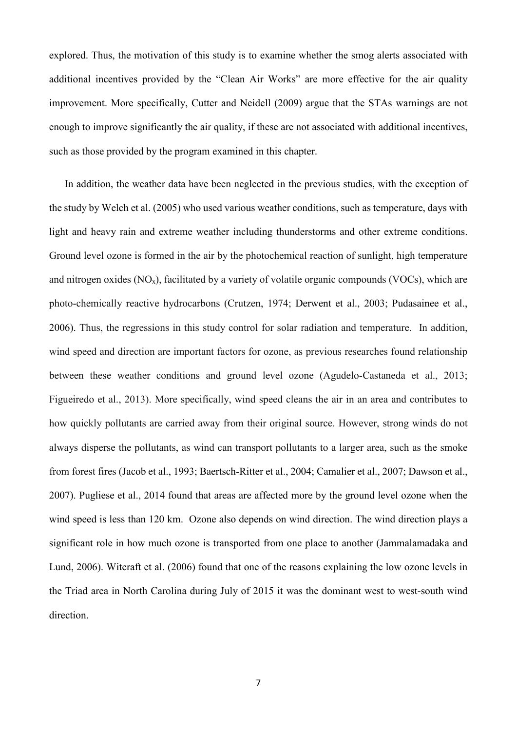explored. Thus, the motivation of this study is to examine whether the smog alerts associated with additional incentives provided by the "Clean Air Works" are more effective for the air quality improvement. More specifically, Cutter and Neidell (2009) argue that the STAs warnings are not enough to improve significantly the air quality, if these are not associated with additional incentives, such as those provided by the program examined in this chapter.

In addition, the weather data have been neglected in the previous studies, with the exception of the study by Welch et al. (2005) who used various weather conditions, such as temperature, days with light and heavy rain and extreme weather including thunderstorms and other extreme conditions. Ground level ozone is formed in the air by the photochemical reaction of sunlight, high temperature and nitrogen oxides ($NO_x$), facilitated by a variety of volatile organic compounds (VOCs), which are photo-chemically reactive hydrocarbons (Crutzen, 1974; Derwent et al., 2003; Pudasainee et al., 2006). Thus, the regressions in this study control for solar radiation and temperature. In addition, wind speed and direction are important factors for ozone, as previous researches found relationship between these weather conditions and ground level ozone (Agudelo-Castaneda et al., 2013; Figueiredo et al., 2013). More specifically, wind speed cleans the air in an area and contributes to how quickly pollutants are carried away from their original source. However, strong winds do not always disperse the pollutants, as wind can transport pollutants to a larger area, such as the smoke from forest fires (Jacob et al., 1993; Baertsch-Ritter et al., 2004; Camalier et al., 2007; Dawson et al., 2007). Pugliese et al., 2014 found that areas are affected more by the ground level ozone when the wind speed is less than 120 km. Ozone also depends on wind direction. The wind direction plays a significant role in how much ozone is transported from one place to another (Jammalamadaka and Lund, 2006). Witcraft et al. (2006) found that one of the reasons explaining the low ozone levels in the Triad area in North Carolina during July of 2015 it was the dominant west to west-south wind direction.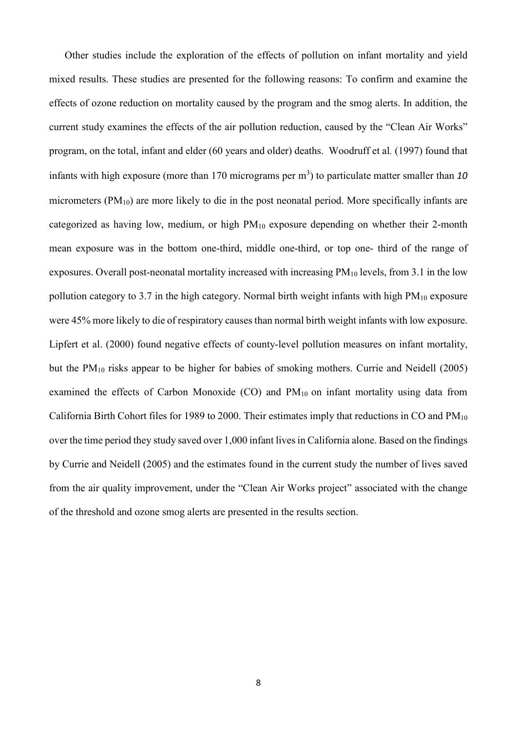Other studies include the exploration of the effects of pollution on infant mortality and yield mixed results. These studies are presented for the following reasons: To confirm and examine the effects of ozone reduction on mortality caused by the program and the smog alerts. In addition, the current study examines the effects of the air pollution reduction, caused by the "Clean Air Works" program, on the total, infant and elder (60 years and older) deaths. Woodruff et al*.* (1997) found that infants with high exposure (more than 170 micrograms per $m^3$) to particulate matter smaller than *10* micrometers ($PM_{10}$) are more likely to die in the post neonatal period. More specifically infants are categorized as having low, medium, or high $PM_{10}$ exposure depending on whether their 2-month mean exposure was in the bottom one-third, middle one-third, or top one- third of the range of exposures. Overall post-neonatal mortality increased with increasing $PM_{10}$ levels, from 3.1 in the low pollution category to 3.7 in the high category. Normal birth weight infants with high $PM_{10}$ exposure were 45% more likely to die of respiratory causes than normal birth weight infants with low exposure. Lipfert et al. (2000) found negative effects of county-level pollution measures on infant mortality, but the $PM_{10}$ risks appear to be higher for babies of smoking mothers. Currie and Neidell (2005) examined the effects of Carbon Monoxide (CO) and $PM_{10}$ on infant mortality using data from California Birth Cohort files for 1989 to 2000. Their estimates imply that reductions in CO and $PM_{10}$ over the time period they study saved over 1,000 infant lives in California alone. Based on the findings by Currie and Neidell (2005) and the estimates found in the current study the number of lives saved from the air quality improvement, under the "Clean Air Works project" associated with the change of the threshold and ozone smog alerts are presented in the results section.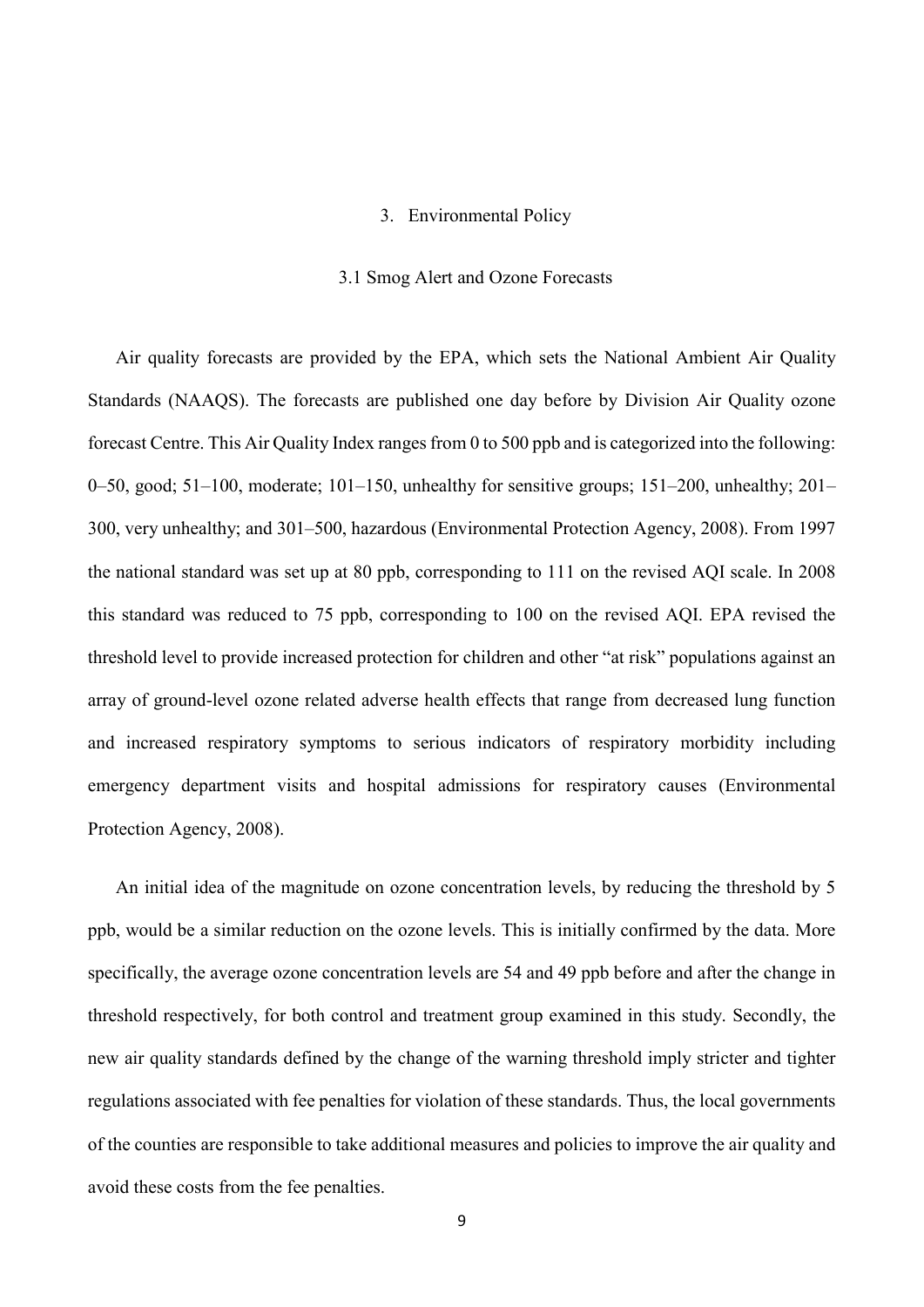## 3. Environmental Policy

### 3.1 Smog Alert and Ozone Forecasts

Air quality forecasts are provided by the EPA, which sets the National Ambient Air Quality Standards (NAAQS). The forecasts are published one day before by Division Air Quality ozone forecast Centre. This Air Quality Index ranges from 0 to 500 ppb and is categorized into the following: 0–50, good; 51–100, moderate; 101–150, unhealthy for sensitive groups; 151–200, unhealthy; 201–300, very unhealthy; and 301–500, hazardous (Environmental Protection Agency, 2008). From 1997 the national standard was set up at 80 ppb, corresponding to 111 on the revised AQI scale. In 2008 this standard was reduced to 75 ppb, corresponding to 100 on the revised AQI. EPA revised the threshold level to provide increased protection for children and other "at risk" populations against an array of ground-level ozone related adverse health effects that range from decreased lung function and increased respiratory symptoms to serious indicators of respiratory morbidity including emergency department visits and hospital admissions for respiratory causes (Environmental Protection Agency, 2008).

An initial idea of the magnitude on ozone concentration levels, by reducing the threshold by 5 ppb, would be a similar reduction on the ozone levels. This is initially confirmed by the data. More specifically, the average ozone concentration levels are 54 and 49 ppb before and after the change in threshold respectively, for both control and treatment group examined in this study. Secondly, the new air quality standards defined by the change of the warning threshold imply stricter and tighter regulations associated with fee penalties for violation of these standards. Thus, the local governments of the counties are responsible to take additional measures and policies to improve the air quality and avoid these costs from the fee penalties.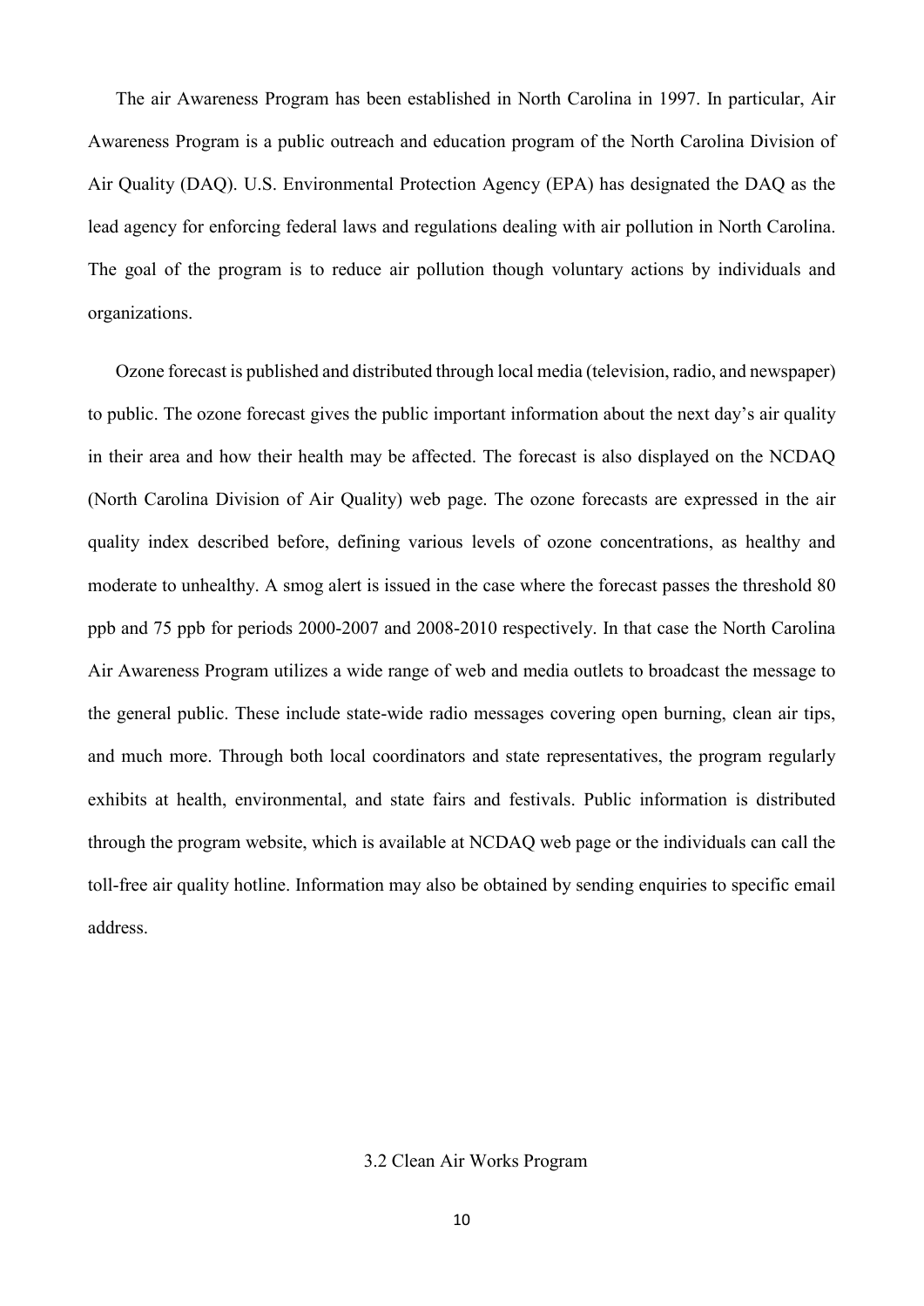The air Awareness Program has been established in North Carolina in 1997. In particular, Air Awareness Program is a public outreach and education program of the North Carolina Division of Air Quality (DAQ). U.S. Environmental Protection Agency (EPA) has designated the DAQ as the lead agency for enforcing federal laws and regulations dealing with air pollution in North Carolina. The goal of the program is to reduce air pollution though voluntary actions by individuals and organizations.

Ozone forecast is published and distributed through local media (television, radio, and newspaper) to public. The ozone forecast gives the public important information about the next day's air quality in their area and how their health may be affected. The forecast is also displayed on the NCDAQ (North Carolina Division of Air Quality) web page. The ozone forecasts are expressed in the air quality index described before, defining various levels of ozone concentrations, as healthy and moderate to unhealthy. A smog alert is issued in the case where the forecast passes the threshold 80 ppb and 75 ppb for periods 2000-2007 and 2008-2010 respectively. In that case the North Carolina Air Awareness Program utilizes a wide range of web and media outlets to broadcast the message to the general public. These include state-wide radio messages covering open burning, clean air tips, and much more. Through both local coordinators and state representatives, the program regularly exhibits at health, environmental, and state fairs and festivals. Public information is distributed through the program website, which is available at NCDAQ web page or the individuals can call the toll-free air quality hotline. Information may also be obtained by sending enquiries to specific email address.

## 3.2 Clean Air Works Program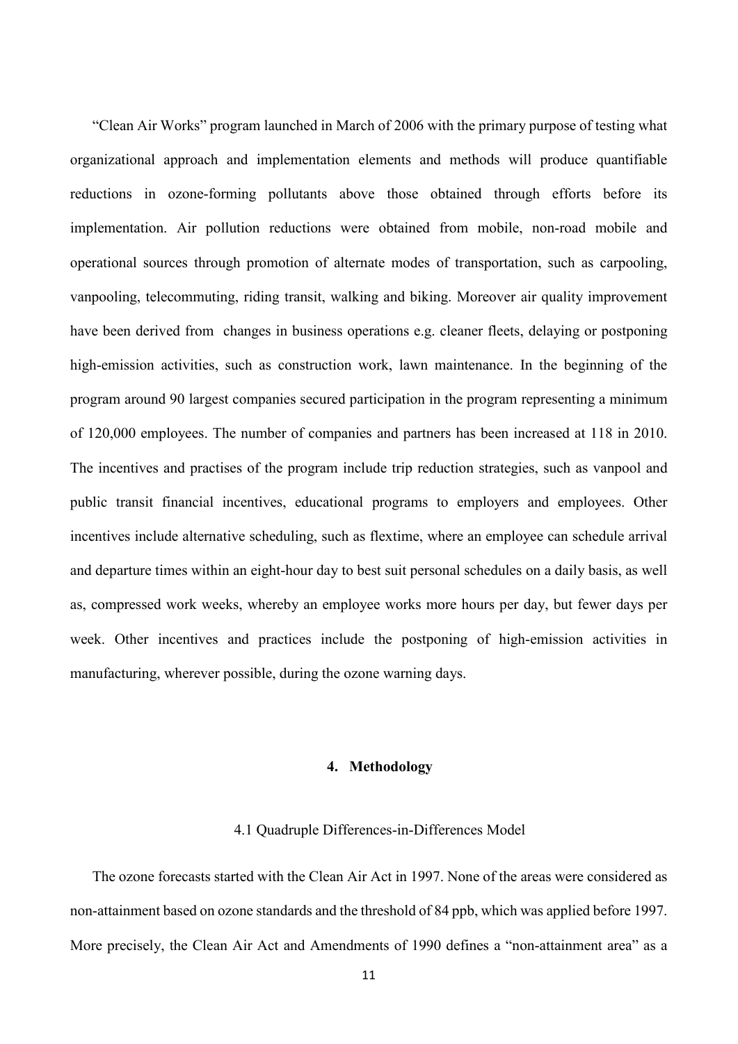"Clean Air Works" program launched in March of 2006 with the primary purpose of testing what organizational approach and implementation elements and methods will produce quantifiable reductions in ozone-forming pollutants above those obtained through efforts before its implementation. Air pollution reductions were obtained from mobile, non-road mobile and operational sources through promotion of alternate modes of transportation, such as carpooling, vanpooling, telecommuting, riding transit, walking and biking. Moreover air quality improvement have been derived from changes in business operations e.g. cleaner fleets, delaying or postponing high-emission activities, such as construction work, lawn maintenance. In the beginning of the program around 90 largest companies secured participation in the program representing a minimum of 120,000 employees. The number of companies and partners has been increased at 118 in 2010. The incentives and practises of the program include trip reduction strategies, such as vanpool and public transit financial incentives, educational programs to employers and employees. Other incentives include alternative scheduling, such as flextime, where an employee can schedule arrival and departure times within an eight-hour day to best suit personal schedules on a daily basis, as well as, compressed work weeks, whereby an employee works more hours per day, but fewer days per week. Other incentives and practices include the postponing of high-emission activities in manufacturing, wherever possible, during the ozone warning days.

## 4. Methodology

### 4.1 Quadruple Differences-in-Differences Model

The ozone forecasts started with the Clean Air Act in 1997. None of the areas were considered as non-attainment based on ozone standards and the threshold of 84 ppb, which was applied before 1997. More precisely, the Clean Air Act and Amendments of 1990 defines a "non-attainment area" as a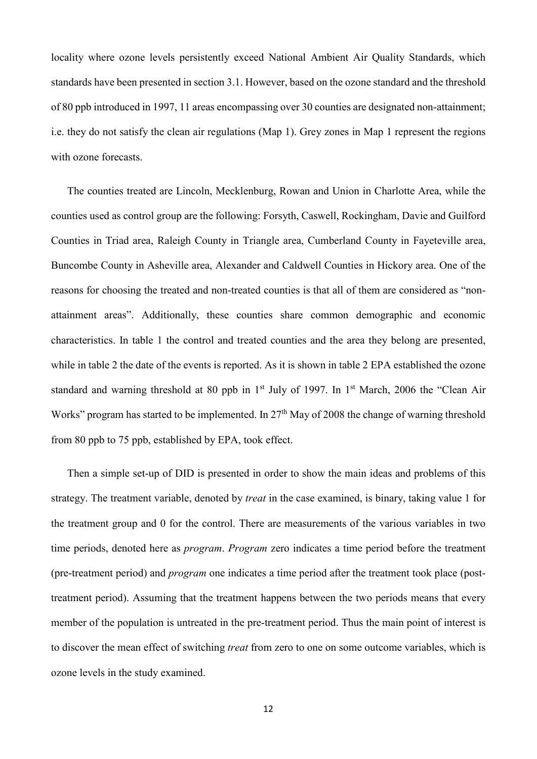locality where ozone levels persistently exceed National Ambient Air Quality Standards, which standards have been presented in section 3.1. However, based on the ozone standard and the threshold of 80 ppb introduced in 1997, 11 areas encompassing over 30 counties are designated non-attainment; i.e. they do not satisfy the clean air regulations (Map 1). Grey zones in Map 1 represent the regions with ozone forecasts.

The counties treated are Lincoln, Mecklenburg, Rowan and Union in Charlotte Area, while the counties used as control group are the following: Forsyth, Caswell, Rockingham, Davie and Guilford Counties in Triad area, Raleigh County in Triangle area, Cumberland County in Fayeteville area, Buncombe County in Asheville area, Alexander and Caldwell Counties in Hickory area. One of the reasons for choosing the treated and non-treated counties is that all of them are considered as "non-attainment areas". Additionally, these counties share common demographic and economic characteristics. In table 1 the control and treated counties and the area they belong are presented, while in table 2 the date of the events is reported. As it is shown in table 2 EPA established the ozone standard and warning threshold at 80 ppb in 1st July of 1997. In 1st March, 2006 the "Clean Air Works" program has started to be implemented. In 27th May of 2008 the change of warning threshold from 80 ppb to 75 ppb, established by EPA, took effect.

Then a simple set-up of DID is presented in order to show the main ideas and problems of this strategy. The treatment variable, denoted by *treat* in the case examined, is binary, taking value 1 for the treatment group and 0 for the control. There are measurements of the various variables in two time periods, denoted here as *program*. *Program* zero indicates a time period before the treatment (pre-treatment period) and *program* one indicates a time period after the treatment took place (post-treatment period). Assuming that the treatment happens between the two periods means that every member of the population is untreated in the pre-treatment period. Thus the main point of interest is to discover the mean effect of switching *treat* from zero to one on some outcome variables, which is ozone levels in the study examined.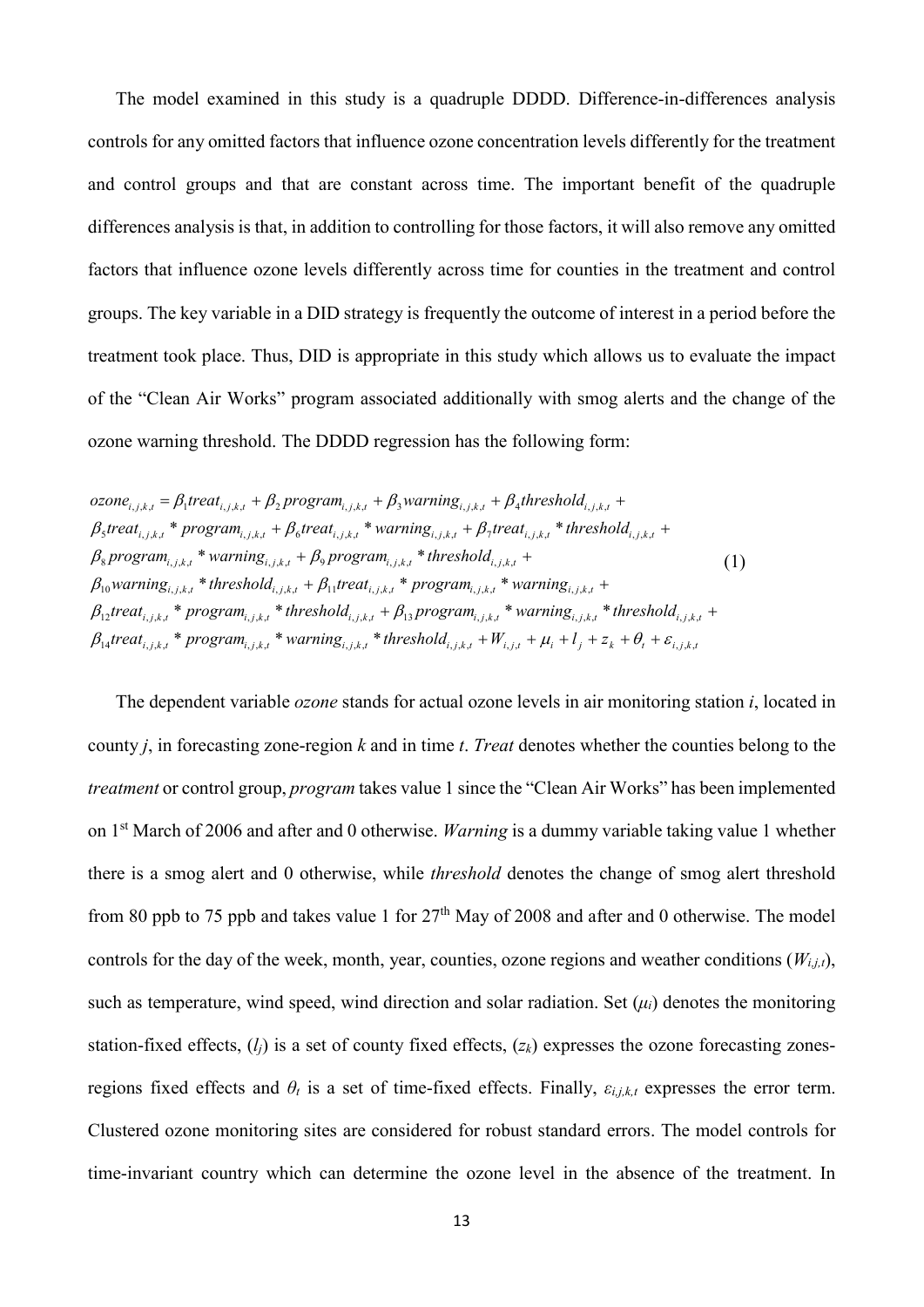The model examined in this study is a quadruple DDDD. Difference-in-differences analysis controls for any omitted factors that influence ozone concentration levels differently for the treatment and control groups and that are constant across time. The important benefit of the quadruple differences analysis is that, in addition to controlling for those factors, it will also remove any omitted factors that influence ozone levels differently across time for counties in the treatment and control groups. The key variable in a DID strategy is frequently the outcome of interest in a period before the treatment took place. Thus, DID is appropriate in this study which allows us to evaluate the impact of the "Clean Air Works" program associated additionally with smog alerts and the change of the ozone warning threshold. The DDDD regression has the following form:

$$
\begin{aligned}
ozone_{i,j,k,t} &= \beta_1 treat_{i,j,k,t} + \beta_2 program_{i,j,k,t} + \beta_3 warning_{i,j,k,t} + \beta_4 threshold_{i,j,k,t} + \\
&\beta_5 treat_{i,j,k,t} * program_{i,j,k,t} + \beta_6 treat_{i,j,k,t} * warning_{i,j,k,t} + \beta_7 treat_{i,j,k,t} * threshold_{i,j,k,t} + \\
&\beta_8 program_{i,j,k,t} * warning_{i,j,k,t} + \beta_9 program_{i,j,k,t} * threshold_{i,j,k,t} + \\
&\beta_{10} warning_{i,j,k,t} * threshold_{i,j,k,t} + \beta_{11} treat_{i,j,k,t} * program_{i,j,k,t} * warning_{i,j,k,t} + \\
&\beta_{12} treat_{i,j,k,t} * program_{i,j,k,t} * threshold_{i,j,k,t} + \beta_{13} program_{i,j,k,t} * warning_{i,j,k,t} * threshold_{i,j,k,t} + \\
&\beta_{14} treat_{i,j,k,t} * program_{i,j,k,t} * warning_{i,j,k,t} * threshold_{i,j,k,t} + W_{i,j,t} + \mu_i + l_j + z_k + \theta_t + \varepsilon_{i,j,k,t}
\end{aligned} \tag{1}
$$

The dependent variable *ozone* stands for actual ozone levels in air monitoring station *i*, located in county *j*, in forecasting zone-region *k* and in time *t*. *Treat* denotes whether the counties belong to the *treatment* or control group, *program* takes value 1 since the "Clean Air Works" has been implemented on 1st March of 2006 and after and 0 otherwise. *Warning* is a dummy variable taking value 1 whether there is a smog alert and 0 otherwise, while *threshold* denotes the change of smog alert threshold from 80 ppb to 75 ppb and takes value 1 for 27th May of 2008 and after and 0 otherwise. The model controls for the day of the week, month, year, counties, ozone regions and weather conditions ($W_{i,j,t}$), such as temperature, wind speed, wind direction and solar radiation. Set ($\mu_i$) denotes the monitoring station-fixed effects, ($l_j$) is a set of county fixed effects, ($z_k$) expresses the ozone forecasting zones-regions fixed effects and $\theta_t$ is a set of time-fixed effects. Finally, $\varepsilon_{i,j,k,t}$ expresses the error term. Clustered ozone monitoring sites are considered for robust standard errors. The model controls for time-invariant country which can determine the ozone level in the absence of the treatment. In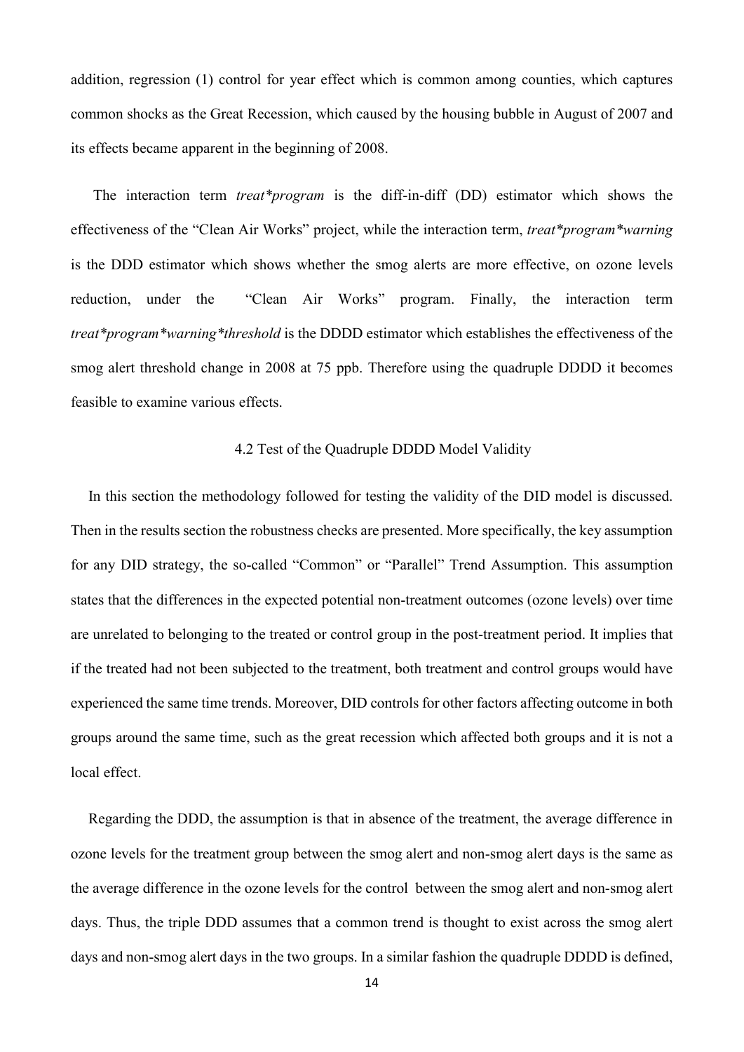addition, regression (1) control for year effect which is common among counties, which captures common shocks as the Great Recession, which caused by the housing bubble in August of 2007 and its effects became apparent in the beginning of 2008.

The interaction term *treat*program* is the diff-in-diff (DD) estimator which shows the effectiveness of the "Clean Air Works" project, while the interaction term, *treat*program*warning* is the DDD estimator which shows whether the smog alerts are more effective, on ozone levels reduction, under the "Clean Air Works" program. Finally, the interaction term *treat*program*warning*threshold* is the DDDD estimator which establishes the effectiveness of the smog alert threshold change in 2008 at 75 ppb. Therefore using the quadruple DDDD it becomes feasible to examine various effects.

### 4.2 Test of the Quadruple DDDD Model Validity

In this section the methodology followed for testing the validity of the DID model is discussed. Then in the results section the robustness checks are presented. More specifically, the key assumption for any DID strategy, the so-called "Common" or "Parallel" Trend Assumption. This assumption states that the differences in the expected potential non-treatment outcomes (ozone levels) over time are unrelated to belonging to the treated or control group in the post-treatment period. It implies that if the treated had not been subjected to the treatment, both treatment and control groups would have experienced the same time trends. Moreover, DID controls for other factors affecting outcome in both groups around the same time, such as the great recession which affected both groups and it is not a local effect.

Regarding the DDD, the assumption is that in absence of the treatment, the average difference in ozone levels for the treatment group between the smog alert and non-smog alert days is the same as the average difference in the ozone levels for the control between the smog alert and non-smog alert days. Thus, the triple DDD assumes that a common trend is thought to exist across the smog alert days and non-smog alert days in the two groups. In a similar fashion the quadruple DDDD is defined,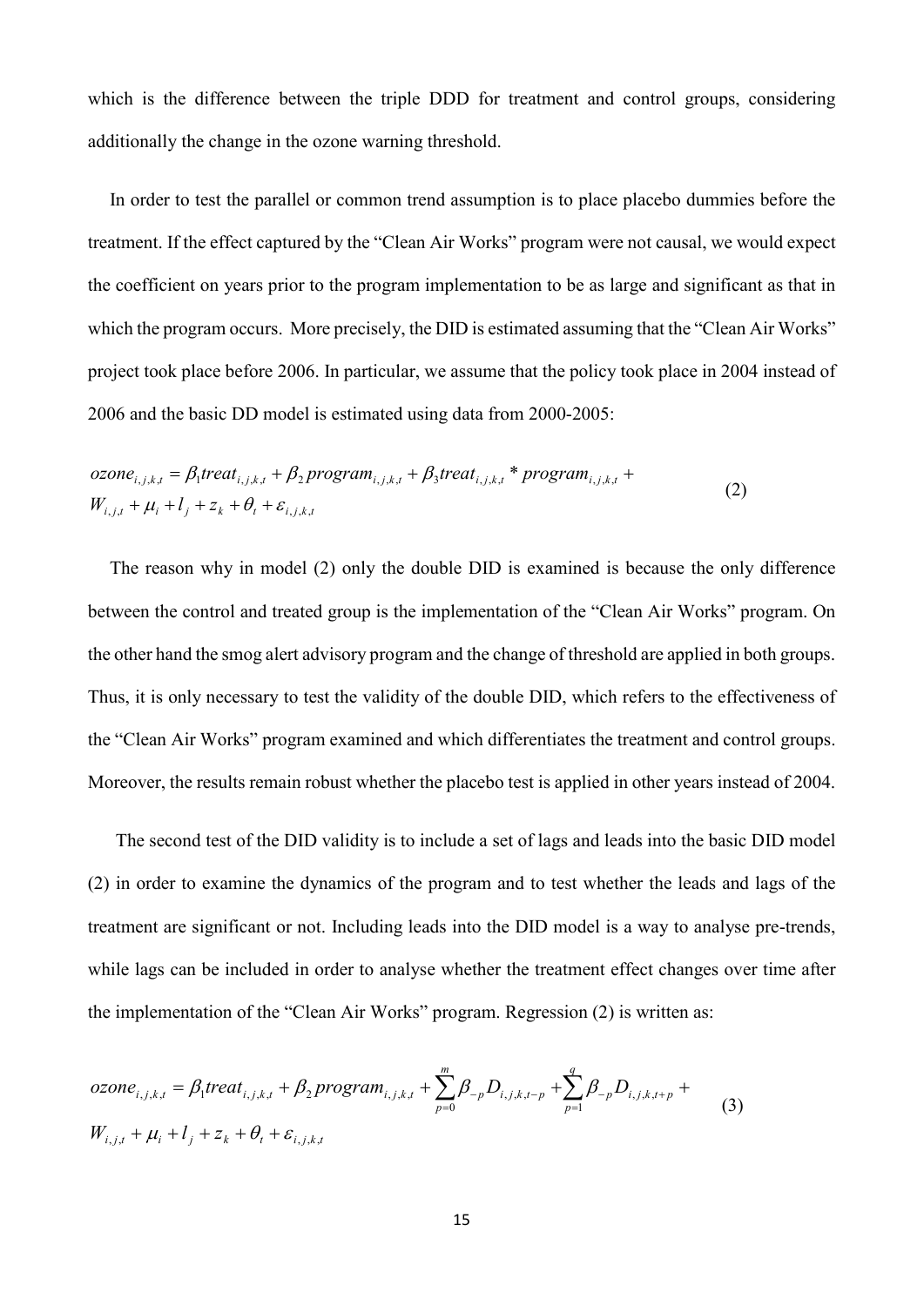which is the difference between the triple DDD for treatment and control groups, considering additionally the change in the ozone warning threshold.

In order to test the parallel or common trend assumption is to place placebo dummies before the treatment. If the effect captured by the "Clean Air Works" program were not causal, we would expect the coefficient on years prior to the program implementation to be as large and significant as that in which the program occurs. More precisely, the DID is estimated assuming that the "Clean Air Works" project took place before 2006. In particular, we assume that the policy took place in 2004 instead of 2006 and the basic DD model is estimated using data from 2000-2005:

$$ozone_{i,j,k,t} = \beta_1 treat_{i,j,k,t} + \beta_2 program_{i,j,k,t} + \beta_3 treat_{i,j,k,t} * program_{i,j,k,t} + W_{i,j,t} + \mu_i + l_j + z_k + \theta_t + \varepsilon_{i,j,k,t} \tag{2}$$

The reason why in model (2) only the double DID is examined is because the only difference between the control and treated group is the implementation of the "Clean Air Works" program. On the other hand the smog alert advisory program and the change of threshold are applied in both groups. Thus, it is only necessary to test the validity of the double DID, which refers to the effectiveness of the "Clean Air Works" program examined and which differentiates the treatment and control groups. Moreover, the results remain robust whether the placebo test is applied in other years instead of 2004.

The second test of the DID validity is to include a set of lags and leads into the basic DID model (2) in order to examine the dynamics of the program and to test whether the leads and lags of the treatment are significant or not. Including leads into the DID model is a way to analyse pre-trends, while lags can be included in order to analyse whether the treatment effect changes over time after the implementation of the "Clean Air Works" program. Regression (2) is written as:

$$ozone_{i,j,k,t} = \beta_1 treat_{i,j,k,t} + \beta_2 program_{i,j,k,t} + \sum_{p=0}^{m} \beta_{-p} D_{i,j,k,t-p} + \sum_{p=1}^{q} \beta_{-p} D_{i,j,k,t+p} + W_{i,j,t} + \mu_i + l_j + z_k + \theta_t + \varepsilon_{i,j,k,t} \tag{3}$$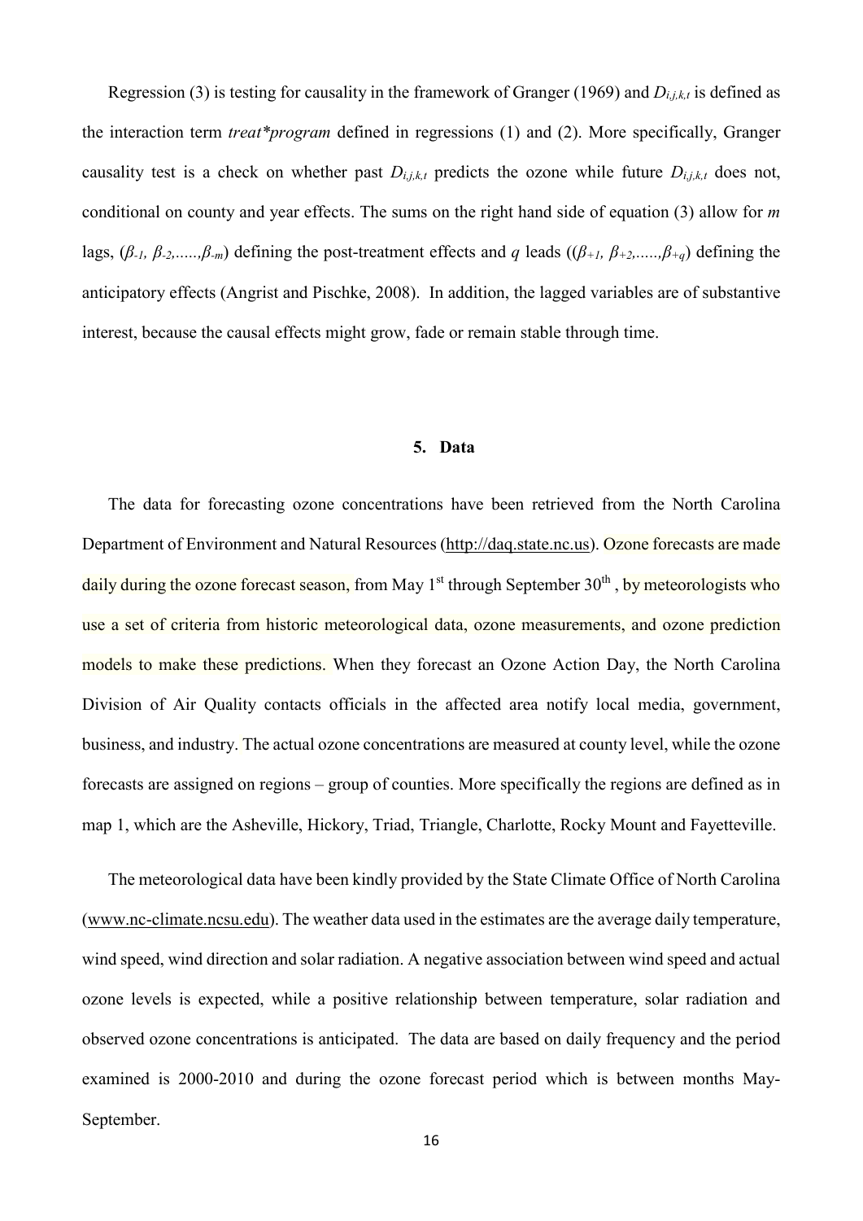Regression (3) is testing for causality in the framework of Granger (1969) and $D_{i,j,k,t}$ is defined as the interaction term *treat*program* defined in regressions (1) and (2). More specifically, Granger causality test is a check on whether past $D_{i,j,k,t}$ predicts the ozone while future $D_{i,j,k,t}$ does not, conditional on county and year effects. The sums on the right hand side of equation (3) allow for *m* lags, ($\beta_{-1}$, $\beta_{-2}$,.....,$\beta_{-m}$) defining the post-treatment effects and *q* leads (($\beta_{+1}$, $\beta_{+2}$,.....,$\beta_{+q}$) defining the anticipatory effects (Angrist and Pischke, 2008). In addition, the lagged variables are of substantive interest, because the causal effects might grow, fade or remain stable through time.

## 5. Data

The data for forecasting ozone concentrations have been retrieved from the North Carolina Department of Environment and Natural Resources (http://daq.state.nc.us). Ozone forecasts are made daily during the ozone forecast season, from May 1st through September 30th , by meteorologists who use a set of criteria from historic meteorological data, ozone measurements, and ozone prediction models to make these predictions. When they forecast an Ozone Action Day, the North Carolina Division of Air Quality contacts officials in the affected area notify local media, government, business, and industry. The actual ozone concentrations are measured at county level, while the ozone forecasts are assigned on regions – group of counties. More specifically the regions are defined as in map 1, which are the Asheville, Hickory, Triad, Triangle, Charlotte, Rocky Mount and Fayetteville.

The meteorological data have been kindly provided by the State Climate Office of North Carolina (www.nc-climate.ncsu.edu). The weather data used in the estimates are the average daily temperature, wind speed, wind direction and solar radiation. A negative association between wind speed and actual ozone levels is expected, while a positive relationship between temperature, solar radiation and observed ozone concentrations is anticipated. The data are based on daily frequency and the period examined is 2000-2010 and during the ozone forecast period which is between months May-September.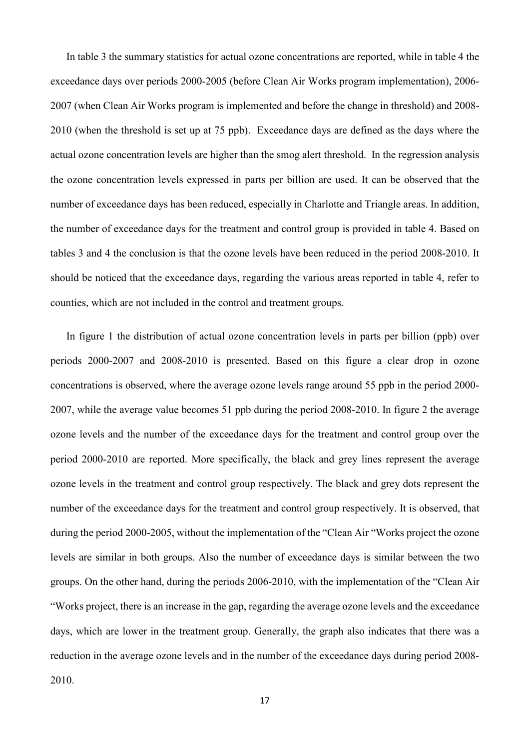In table 3 the summary statistics for actual ozone concentrations are reported, while in table 4 the exceedance days over periods 2000-2005 (before Clean Air Works program implementation), 2006-2007 (when Clean Air Works program is implemented and before the change in threshold) and 2008-2010 (when the threshold is set up at 75 ppb). Exceedance days are defined as the days where the actual ozone concentration levels are higher than the smog alert threshold. In the regression analysis the ozone concentration levels expressed in parts per billion are used. It can be observed that the number of exceedance days has been reduced, especially in Charlotte and Triangle areas. In addition, the number of exceedance days for the treatment and control group is provided in table 4. Based on tables 3 and 4 the conclusion is that the ozone levels have been reduced in the period 2008-2010. It should be noticed that the exceedance days, regarding the various areas reported in table 4, refer to counties, which are not included in the control and treatment groups.

In figure 1 the distribution of actual ozone concentration levels in parts per billion (ppb) over periods 2000-2007 and 2008-2010 is presented. Based on this figure a clear drop in ozone concentrations is observed, where the average ozone levels range around 55 ppb in the period 2000-2007, while the average value becomes 51 ppb during the period 2008-2010. In figure 2 the average ozone levels and the number of the exceedance days for the treatment and control group over the period 2000-2010 are reported. More specifically, the black and grey lines represent the average ozone levels in the treatment and control group respectively. The black and grey dots represent the number of the exceedance days for the treatment and control group respectively. It is observed, that during the period 2000-2005, without the implementation of the "Clean Air "Works project the ozone levels are similar in both groups. Also the number of exceedance days is similar between the two groups. On the other hand, during the periods 2006-2010, with the implementation of the "Clean Air "Works project, there is an increase in the gap, regarding the average ozone levels and the exceedance days, which are lower in the treatment group. Generally, the graph also indicates that there was a reduction in the average ozone levels and in the number of the exceedance days during period 2008-2010.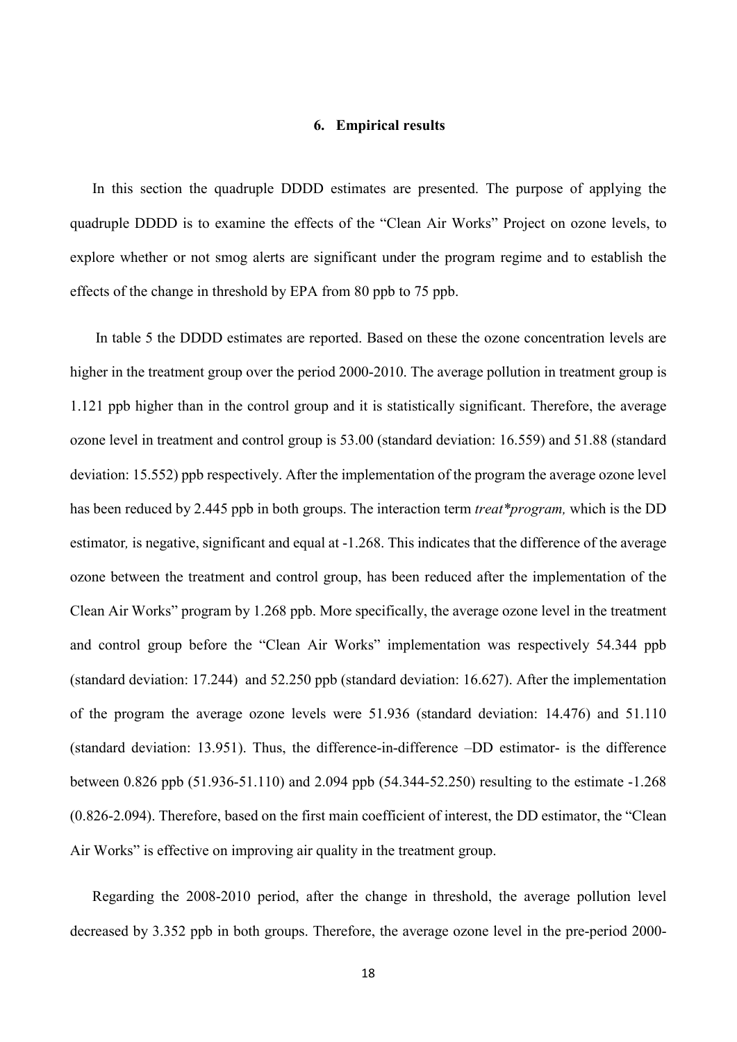## 6. Empirical results

In this section the quadruple DDDD estimates are presented. The purpose of applying the quadruple DDDD is to examine the effects of the "Clean Air Works" Project on ozone levels, to explore whether or not smog alerts are significant under the program regime and to establish the effects of the change in threshold by EPA from 80 ppb to 75 ppb.

In table 5 the DDDD estimates are reported. Based on these the ozone concentration levels are higher in the treatment group over the period 2000-2010. The average pollution in treatment group is 1.121 ppb higher than in the control group and it is statistically significant. Therefore, the average ozone level in treatment and control group is 53.00 (standard deviation: 16.559) and 51.88 (standard deviation: 15.552) ppb respectively. After the implementation of the program the average ozone level has been reduced by 2.445 ppb in both groups. The interaction term *treat\*program,* which is the DD estimator*,* is negative, significant and equal at -1.268. This indicates that the difference of the average ozone between the treatment and control group, has been reduced after the implementation of the Clean Air Works" program by 1.268 ppb. More specifically, the average ozone level in the treatment and control group before the "Clean Air Works" implementation was respectively 54.344 ppb (standard deviation: 17.244) and 52.250 ppb (standard deviation: 16.627). After the implementation of the program the average ozone levels were 51.936 (standard deviation: 14.476) and 51.110 (standard deviation: 13.951). Thus, the difference-in-difference –DD estimator- is the difference between 0.826 ppb (51.936-51.110) and 2.094 ppb (54.344-52.250) resulting to the estimate -1.268 (0.826-2.094). Therefore, based on the first main coefficient of interest, the DD estimator, the "Clean Air Works" is effective on improving air quality in the treatment group.

Regarding the 2008-2010 period, after the change in threshold, the average pollution level decreased by 3.352 ppb in both groups. Therefore, the average ozone level in the pre-period 2000-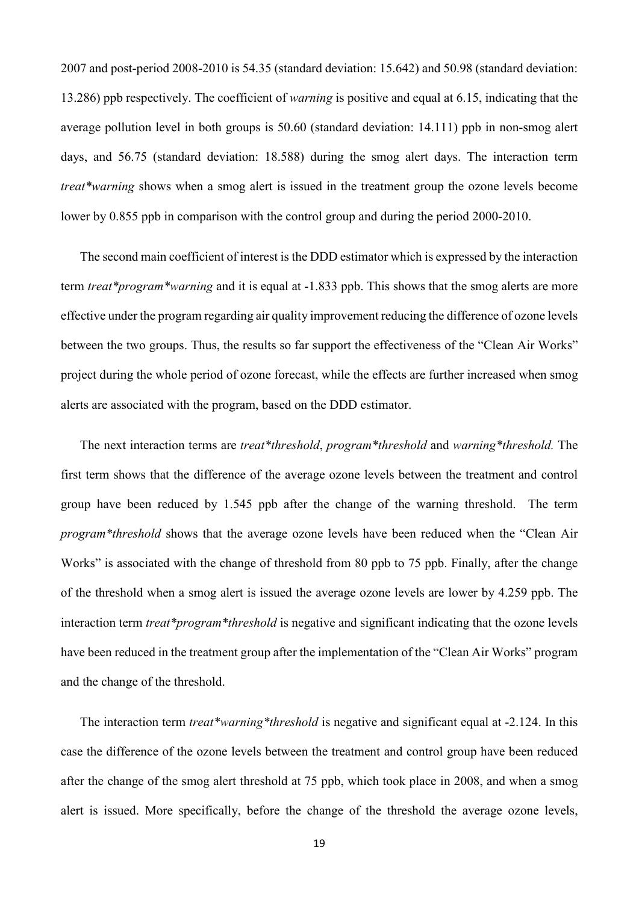2007 and post-period 2008-2010 is 54.35 (standard deviation: 15.642) and 50.98 (standard deviation: 13.286) ppb respectively. The coefficient of *warning* is positive and equal at 6.15, indicating that the average pollution level in both groups is 50.60 (standard deviation: 14.111) ppb in non-smog alert days, and 56.75 (standard deviation: 18.588) during the smog alert days. The interaction term *treat*warning* shows when a smog alert is issued in the treatment group the ozone levels become lower by 0.855 ppb in comparison with the control group and during the period 2000-2010.

The second main coefficient of interest is the DDD estimator which is expressed by the interaction term *treat*program*warning* and it is equal at -1.833 ppb. This shows that the smog alerts are more effective under the program regarding air quality improvement reducing the difference of ozone levels between the two groups. Thus, the results so far support the effectiveness of the "Clean Air Works" project during the whole period of ozone forecast, while the effects are further increased when smog alerts are associated with the program, based on the DDD estimator.

The next interaction terms are *treat*threshold*, *program*threshold* and *warning*threshold.* The first term shows that the difference of the average ozone levels between the treatment and control group have been reduced by 1.545 ppb after the change of the warning threshold. The term *program*threshold* shows that the average ozone levels have been reduced when the "Clean Air Works" is associated with the change of threshold from 80 ppb to 75 ppb. Finally, after the change of the threshold when a smog alert is issued the average ozone levels are lower by 4.259 ppb. The interaction term *treat*program*threshold* is negative and significant indicating that the ozone levels have been reduced in the treatment group after the implementation of the "Clean Air Works" program and the change of the threshold.

The interaction term *treat*warning*threshold* is negative and significant equal at -2.124. In this case the difference of the ozone levels between the treatment and control group have been reduced after the change of the smog alert threshold at 75 ppb, which took place in 2008, and when a smog alert is issued. More specifically, before the change of the threshold the average ozone levels,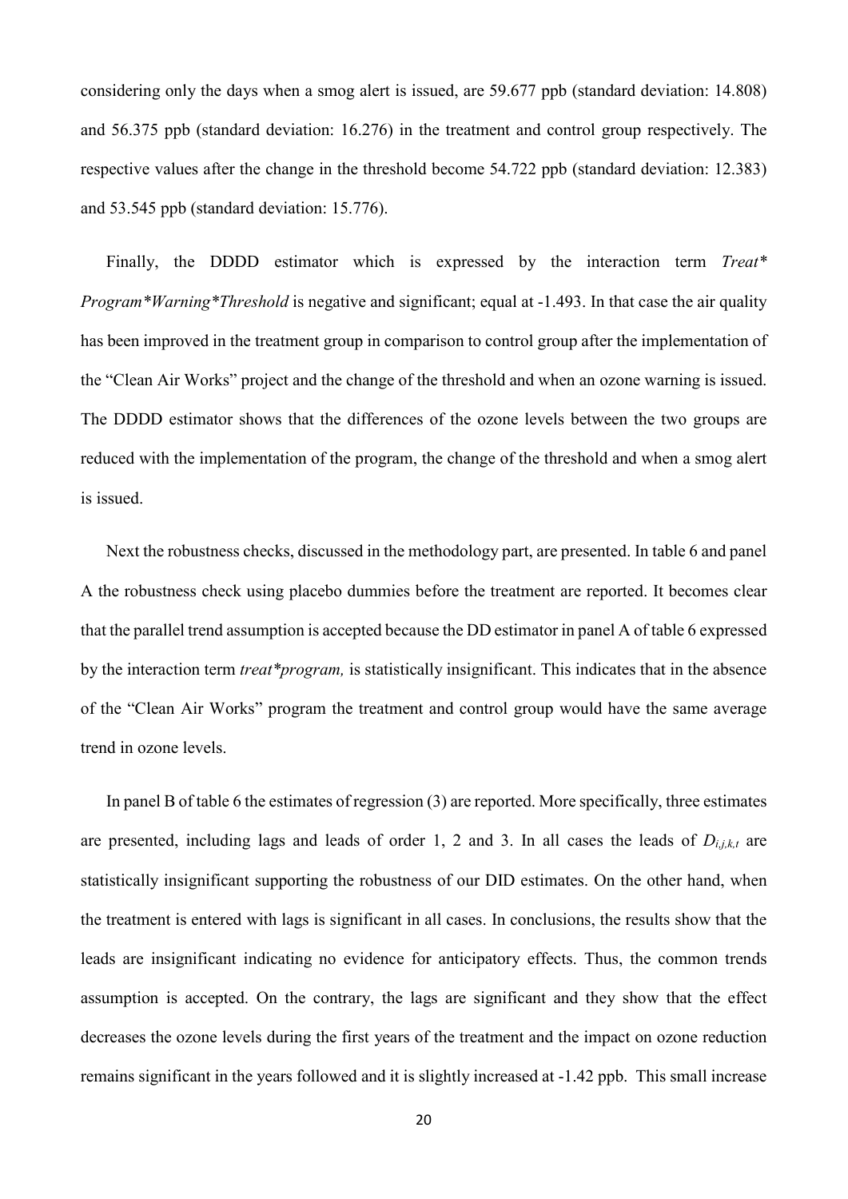considering only the days when a smog alert is issued, are 59.677 ppb (standard deviation: 14.808) and 56.375 ppb (standard deviation: 16.276) in the treatment and control group respectively. The respective values after the change in the threshold become 54.722 ppb (standard deviation: 12.383) and 53.545 ppb (standard deviation: 15.776).

Finally, the DDDD estimator which is expressed by the interaction term *Treat\*Program\*Warning\*Threshold* is negative and significant; equal at -1.493. In that case the air quality has been improved in the treatment group in comparison to control group after the implementation of the "Clean Air Works" project and the change of the threshold and when an ozone warning is issued. The DDDD estimator shows that the differences of the ozone levels between the two groups are reduced with the implementation of the program, the change of the threshold and when a smog alert is issued.

Next the robustness checks, discussed in the methodology part, are presented. In table 6 and panel A the robustness check using placebo dummies before the treatment are reported. It becomes clear that the parallel trend assumption is accepted because the DD estimator in panel A of table 6 expressed by the interaction term *treat\*program,* is statistically insignificant. This indicates that in the absence of the "Clean Air Works" program the treatment and control group would have the same average trend in ozone levels.

In panel B of table 6 the estimates of regression (3) are reported. More specifically, three estimates are presented, including lags and leads of order 1, 2 and 3. In all cases the leads of $D_{i,j,k,t}$ are statistically insignificant supporting the robustness of our DID estimates. On the other hand, when the treatment is entered with lags is significant in all cases. In conclusions, the results show that the leads are insignificant indicating no evidence for anticipatory effects. Thus, the common trends assumption is accepted. On the contrary, the lags are significant and they show that the effect decreases the ozone levels during the first years of the treatment and the impact on ozone reduction remains significant in the years followed and it is slightly increased at -1.42 ppb. This small increase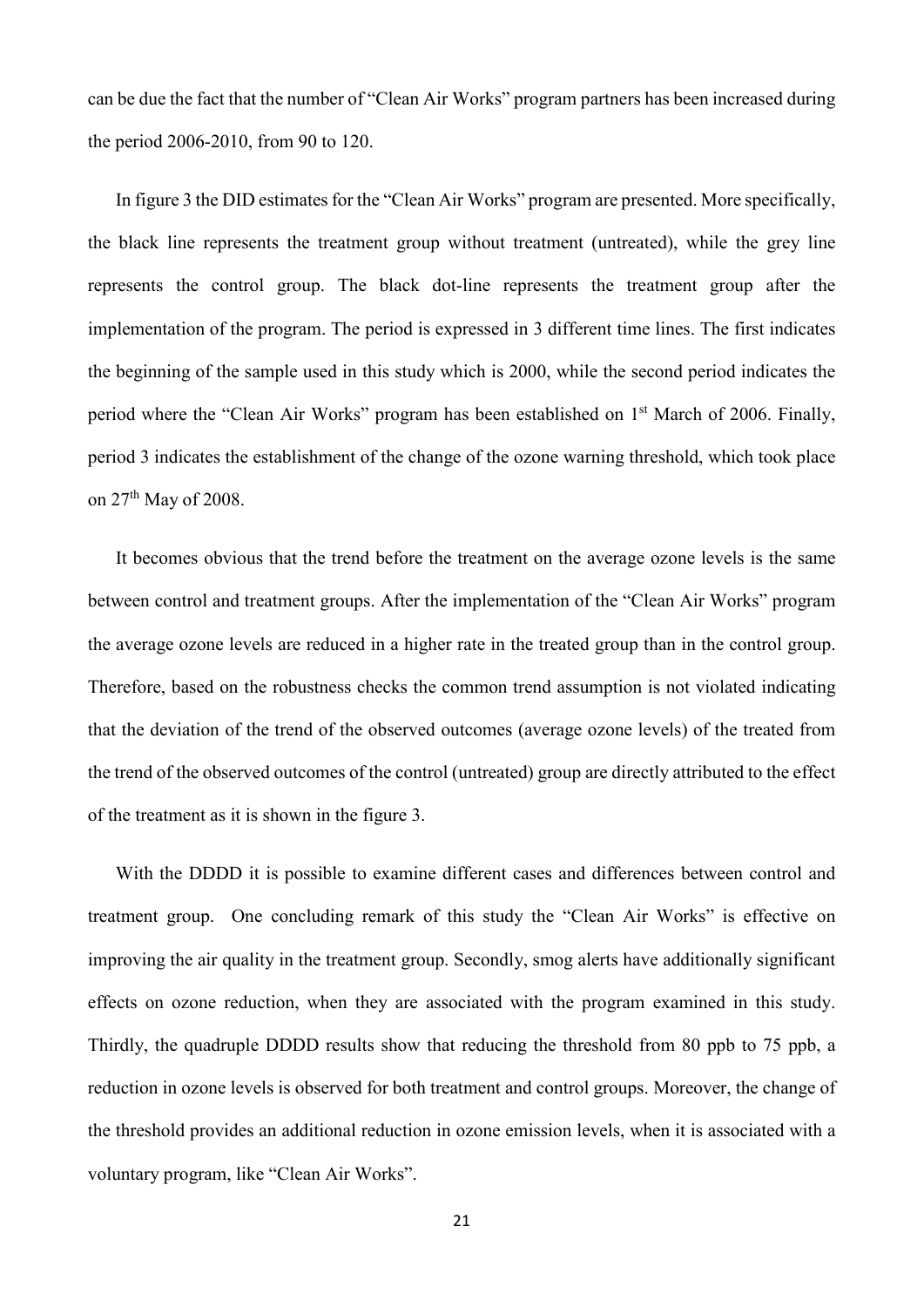can be due the fact that the number of "Clean Air Works" program partners has been increased during the period 2006-2010, from 90 to 120.

In figure 3 the DID estimates for the "Clean Air Works" program are presented. More specifically, the black line represents the treatment group without treatment (untreated), while the grey line represents the control group. The black dot-line represents the treatment group after the implementation of the program. The period is expressed in 3 different time lines. The first indicates the beginning of the sample used in this study which is 2000, while the second period indicates the period where the "Clean Air Works" program has been established on 1st March of 2006. Finally, period 3 indicates the establishment of the change of the ozone warning threshold, which took place on 27th May of 2008.

It becomes obvious that the trend before the treatment on the average ozone levels is the same between control and treatment groups. After the implementation of the "Clean Air Works" program the average ozone levels are reduced in a higher rate in the treated group than in the control group. Therefore, based on the robustness checks the common trend assumption is not violated indicating that the deviation of the trend of the observed outcomes (average ozone levels) of the treated from the trend of the observed outcomes of the control (untreated) group are directly attributed to the effect of the treatment as it is shown in the figure 3.

With the DDDD it is possible to examine different cases and differences between control and treatment group. One concluding remark of this study the "Clean Air Works" is effective on improving the air quality in the treatment group. Secondly, smog alerts have additionally significant effects on ozone reduction, when they are associated with the program examined in this study. Thirdly, the quadruple DDDD results show that reducing the threshold from 80 ppb to 75 ppb, a reduction in ozone levels is observed for both treatment and control groups. Moreover, the change of the threshold provides an additional reduction in ozone emission levels, when it is associated with a voluntary program, like "Clean Air Works".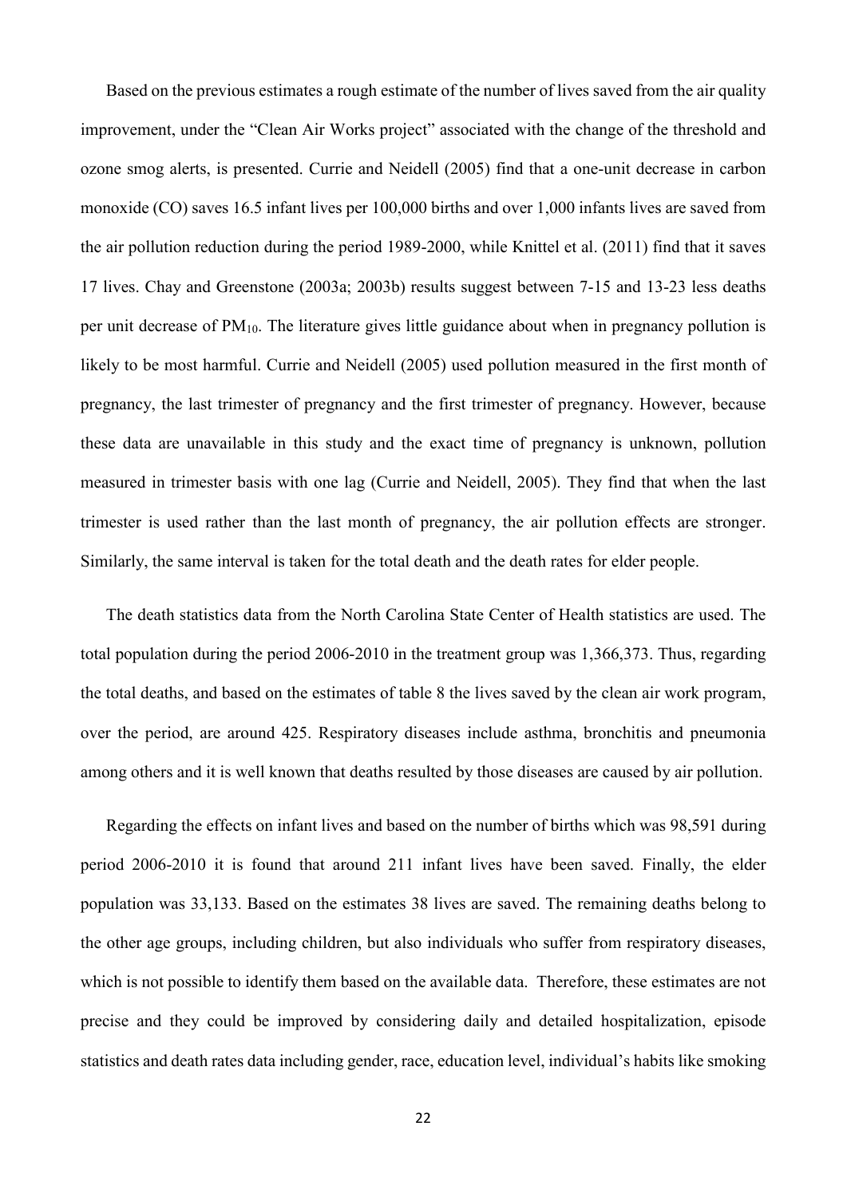Based on the previous estimates a rough estimate of the number of lives saved from the air quality improvement, under the "Clean Air Works project" associated with the change of the threshold and ozone smog alerts, is presented. Currie and Neidell (2005) find that a one-unit decrease in carbon monoxide (CO) saves 16.5 infant lives per 100,000 births and over 1,000 infants lives are saved from the air pollution reduction during the period 1989-2000, while Knittel et al. (2011) find that it saves 17 lives. Chay and Greenstone (2003a; 2003b) results suggest between 7-15 and 13-23 less deaths per unit decrease of $PM_{10}$. The literature gives little guidance about when in pregnancy pollution is likely to be most harmful. Currie and Neidell (2005) used pollution measured in the first month of pregnancy, the last trimester of pregnancy and the first trimester of pregnancy. However, because these data are unavailable in this study and the exact time of pregnancy is unknown, pollution measured in trimester basis with one lag (Currie and Neidell, 2005). They find that when the last trimester is used rather than the last month of pregnancy, the air pollution effects are stronger. Similarly, the same interval is taken for the total death and the death rates for elder people.

The death statistics data from the North Carolina State Center of Health statistics are used. The total population during the period 2006-2010 in the treatment group was 1,366,373. Thus, regarding the total deaths, and based on the estimates of table 8 the lives saved by the clean air work program, over the period, are around 425. Respiratory diseases include asthma, bronchitis and pneumonia among others and it is well known that deaths resulted by those diseases are caused by air pollution.

Regarding the effects on infant lives and based on the number of births which was 98,591 during period 2006-2010 it is found that around 211 infant lives have been saved. Finally, the elder population was 33,133. Based on the estimates 38 lives are saved. The remaining deaths belong to the other age groups, including children, but also individuals who suffer from respiratory diseases, which is not possible to identify them based on the available data. Therefore, these estimates are not precise and they could be improved by considering daily and detailed hospitalization, episode statistics and death rates data including gender, race, education level, individual's habits like smoking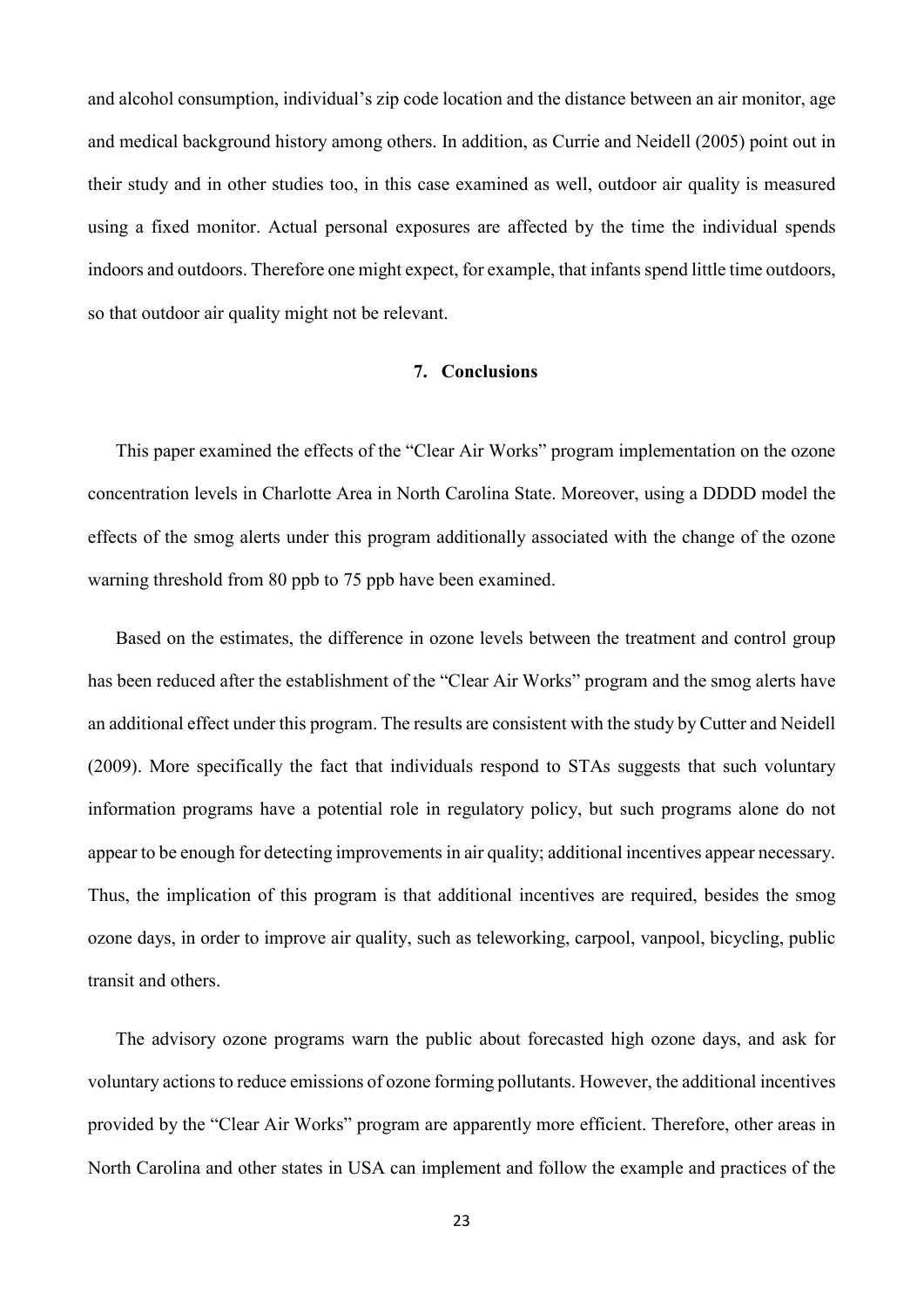and alcohol consumption, individual's zip code location and the distance between an air monitor, age and medical background history among others. In addition, as Currie and Neidell (2005) point out in their study and in other studies too, in this case examined as well, outdoor air quality is measured using a fixed monitor. Actual personal exposures are affected by the time the individual spends indoors and outdoors. Therefore one might expect, for example, that infants spend little time outdoors, so that outdoor air quality might not be relevant.

## 7. Conclusions

This paper examined the effects of the "Clear Air Works" program implementation on the ozone concentration levels in Charlotte Area in North Carolina State. Moreover, using a DDDD model the effects of the smog alerts under this program additionally associated with the change of the ozone warning threshold from 80 ppb to 75 ppb have been examined.

Based on the estimates, the difference in ozone levels between the treatment and control group has been reduced after the establishment of the "Clear Air Works" program and the smog alerts have an additional effect under this program. The results are consistent with the study by Cutter and Neidell (2009). More specifically the fact that individuals respond to STAs suggests that such voluntary information programs have a potential role in regulatory policy, but such programs alone do not appear to be enough for detecting improvements in air quality; additional incentives appear necessary. Thus, the implication of this program is that additional incentives are required, besides the smog ozone days, in order to improve air quality, such as teleworking, carpool, vanpool, bicycling, public transit and others.

The advisory ozone programs warn the public about forecasted high ozone days, and ask for voluntary actions to reduce emissions of ozone forming pollutants. However, the additional incentives provided by the "Clear Air Works" program are apparently more efficient. Therefore, other areas in North Carolina and other states in USA can implement and follow the example and practices of the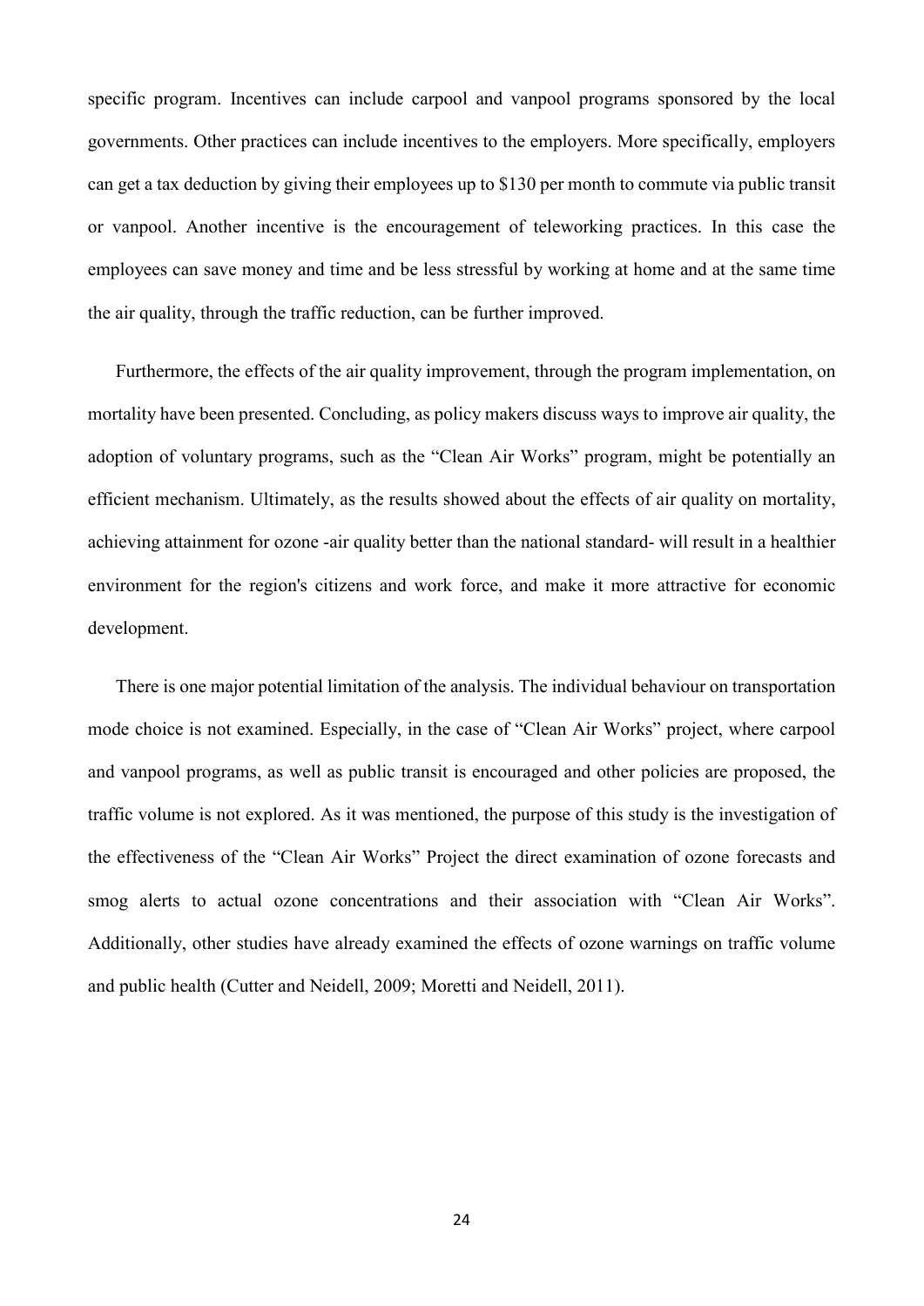specific program. Incentives can include carpool and vanpool programs sponsored by the local governments. Other practices can include incentives to the employers. More specifically, employers can get a tax deduction by giving their employees up to $130 per month to commute via public transit or vanpool. Another incentive is the encouragement of teleworking practices. In this case the employees can save money and time and be less stressful by working at home and at the same time the air quality, through the traffic reduction, can be further improved.

Furthermore, the effects of the air quality improvement, through the program implementation, on mortality have been presented. Concluding, as policy makers discuss ways to improve air quality, the adoption of voluntary programs, such as the "Clean Air Works" program, might be potentially an efficient mechanism. Ultimately, as the results showed about the effects of air quality on mortality, achieving attainment for ozone -air quality better than the national standard- will result in a healthier environment for the region's citizens and work force, and make it more attractive for economic development.

There is one major potential limitation of the analysis. The individual behaviour on transportation mode choice is not examined. Especially, in the case of "Clean Air Works" project, where carpool and vanpool programs, as well as public transit is encouraged and other policies are proposed, the traffic volume is not explored. As it was mentioned, the purpose of this study is the investigation of the effectiveness of the "Clean Air Works" Project the direct examination of ozone forecasts and smog alerts to actual ozone concentrations and their association with "Clean Air Works". Additionally, other studies have already examined the effects of ozone warnings on traffic volume and public health (Cutter and Neidell, 2009; Moretti and Neidell, 2011).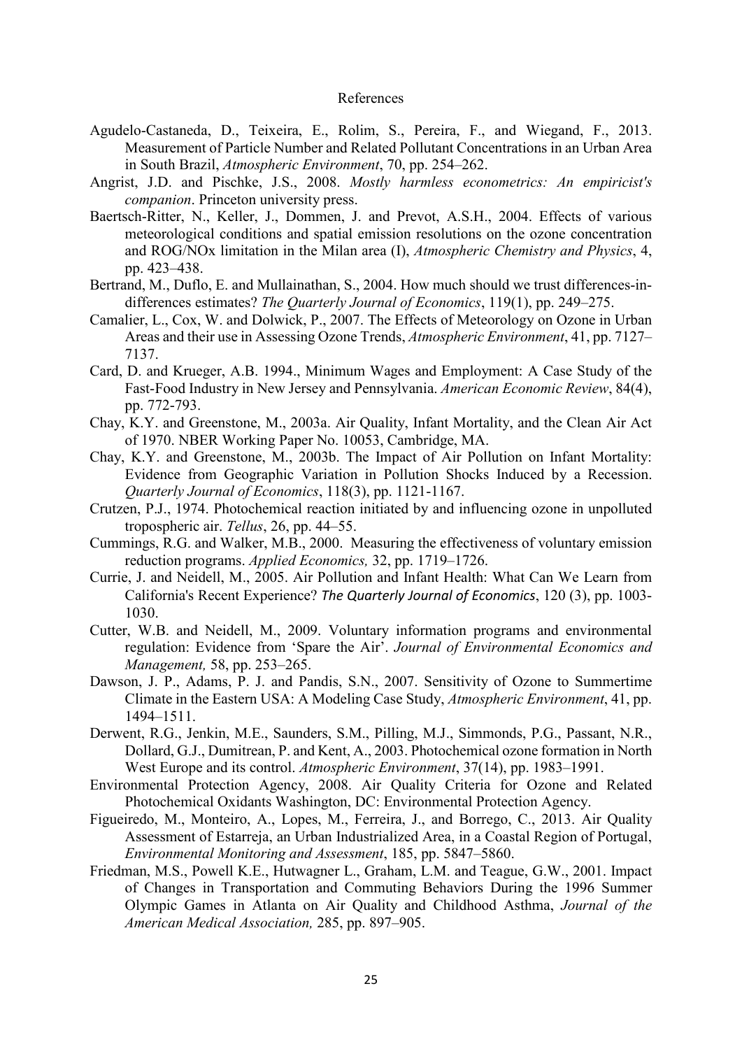# References

Agudelo-Castaneda, D., Teixeira, E., Rolim, S., Pereira, F., and Wiegand, F., 2013. Measurement of Particle Number and Related Pollutant Concentrations in an Urban Area in South Brazil, *Atmospheric Environment*, 70, pp. 254–262.

Angrist, J.D. and Pischke, J.S., 2008. *Mostly harmless econometrics: An empiricist's companion*. Princeton university press.

Baertsch-Ritter, N., Keller, J., Dommen, J. and Prevot, A.S.H., 2004. Effects of various meteorological conditions and spatial emission resolutions on the ozone concentration and ROG/NOx limitation in the Milan area (I), *Atmospheric Chemistry and Physics*, 4, pp. 423–438.

Bertrand, M., Duflo, E. and Mullainathan, S., 2004. How much should we trust differences-in-differences estimates? *The Quarterly Journal of Economics*, 119(1), pp. 249–275.

Camalier, L., Cox, W. and Dolwick, P., 2007. The Effects of Meteorology on Ozone in Urban Areas and their use in Assessing Ozone Trends, *Atmospheric Environment*, 41, pp. 7127–7137.

Card, D. and Krueger, A.B. 1994., Minimum Wages and Employment: A Case Study of the Fast-Food Industry in New Jersey and Pennsylvania. *American Economic Review*, 84(4), pp. 772-793.

Chay, K.Y. and Greenstone, M., 2003a. Air Quality, Infant Mortality, and the Clean Air Act of 1970. NBER Working Paper No. 10053, Cambridge, MA.

Chay, K.Y. and Greenstone, M., 2003b. The Impact of Air Pollution on Infant Mortality: Evidence from Geographic Variation in Pollution Shocks Induced by a Recession. *Quarterly Journal of Economics*, 118(3), pp. 1121-1167.

Crutzen, P.J., 1974. Photochemical reaction initiated by and influencing ozone in unpolluted tropospheric air. *Tellus*, 26, pp. 44–55.

Cummings, R.G. and Walker, M.B., 2000. Measuring the effectiveness of voluntary emission reduction programs. *Applied Economics,* 32, pp. 1719–1726.

Currie, J. and Neidell, M., 2005. Air Pollution and Infant Health: What Can We Learn from California's Recent Experience? *The Quarterly Journal of Economics*, 120 (3), pp. 1003-1030.

Cutter, W.B. and Neidell, M., 2009. Voluntary information programs and environmental regulation: Evidence from 'Spare the Air'. *Journal of Environmental Economics and Management,* 58, pp. 253–265.

Dawson, J. P., Adams, P. J. and Pandis, S.N., 2007. Sensitivity of Ozone to Summertime Climate in the Eastern USA: A Modeling Case Study, *Atmospheric Environment*, 41, pp. 1494–1511.

Derwent, R.G., Jenkin, M.E., Saunders, S.M., Pilling, M.J., Simmonds, P.G., Passant, N.R., Dollard, G.J., Dumitrean, P. and Kent, A., 2003. Photochemical ozone formation in North West Europe and its control. *Atmospheric Environment*, 37(14), pp. 1983–1991.

Environmental Protection Agency, 2008. Air Quality Criteria for Ozone and Related Photochemical Oxidants Washington, DC: Environmental Protection Agency.

Figueiredo, M., Monteiro, A., Lopes, M., Ferreira, J., and Borrego, C., 2013. Air Quality Assessment of Estarreja, an Urban Industrialized Area, in a Coastal Region of Portugal, *Environmental Monitoring and Assessment*, 185, pp. 5847–5860.

Friedman, M.S., Powell K.E., Hutwagner L., Graham, L.M. and Teague, G.W., 2001. Impact of Changes in Transportation and Commuting Behaviors During the 1996 Summer Olympic Games in Atlanta on Air Quality and Childhood Asthma, *Journal of the American Medical Association,* 285, pp. 897–905.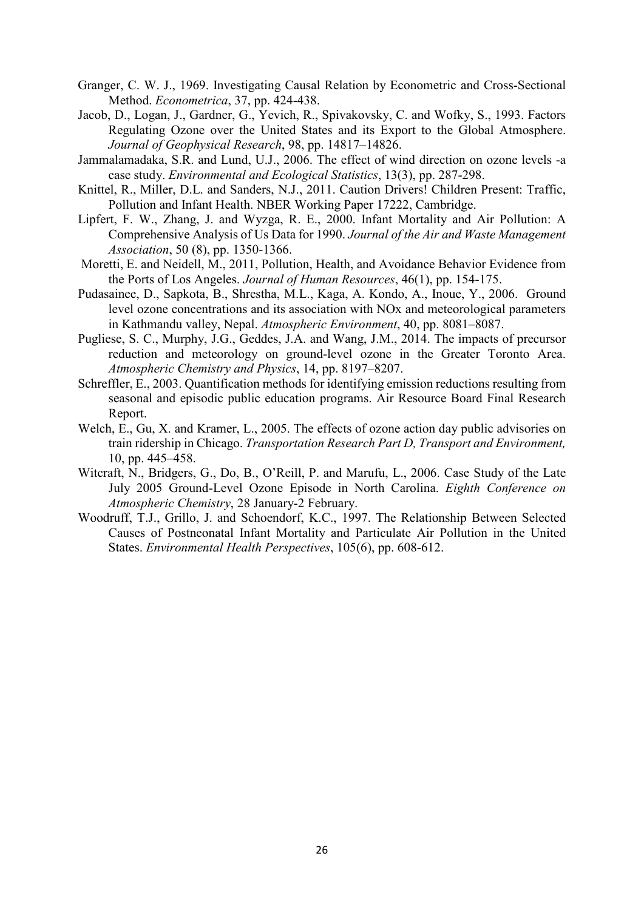Granger, C. W. J., 1969. Investigating Causal Relation by Econometric and Cross-Sectional Method. *Econometrica*, 37, pp. 424-438.

Jacob, D., Logan, J., Gardner, G., Yevich, R., Spivakovsky, C. and Wofky, S., 1993. Factors Regulating Ozone over the United States and its Export to the Global Atmosphere. *Journal of Geophysical Research*, 98, pp. 14817–14826.

Jammalamadaka, S.R. and Lund, U.J., 2006. The effect of wind direction on ozone levels -a case study. *Environmental and Ecological Statistics*, 13(3), pp. 287-298.

Knittel, R., Miller, D.L. and Sanders, N.J., 2011. Caution Drivers! Children Present: Traffic, Pollution and Infant Health. NBER Working Paper 17222, Cambridge.

Lipfert, F. W., Zhang, J. and Wyzga, R. E., 2000. Infant Mortality and Air Pollution: A Comprehensive Analysis of Us Data for 1990. *Journal of the Air and Waste Management Association*, 50 (8), pp. 1350-1366.

Moretti, E. and Neidell, M., 2011, Pollution, Health, and Avoidance Behavior Evidence from the Ports of Los Angeles. *Journal of Human Resources*, 46(1), pp. 154-175.

Pudasainee, D., Sapkota, B., Shrestha, M.L., Kaga, A. Kondo, A., Inoue, Y., 2006. Ground level ozone concentrations and its association with NOx and meteorological parameters in Kathmandu valley, Nepal. *Atmospheric Environment*, 40, pp. 8081–8087.

Pugliese, S. C., Murphy, J.G., Geddes, J.A. and Wang, J.M., 2014. The impacts of precursor reduction and meteorology on ground-level ozone in the Greater Toronto Area. *Atmospheric Chemistry and Physics*, 14, pp. 8197–8207.

Schreffler, E., 2003. Quantification methods for identifying emission reductions resulting from seasonal and episodic public education programs. Air Resource Board Final Research Report.

Welch, E., Gu, X. and Kramer, L., 2005. The effects of ozone action day public advisories on train ridership in Chicago. *Transportation Research Part D, Transport and Environment,* 10, pp. 445–458.

Witcraft, N., Bridgers, G., Do, B., O'Reill, P. and Marufu, L., 2006. Case Study of the Late July 2005 Ground-Level Ozone Episode in North Carolina. *Eighth Conference on Atmospheric Chemistry*, 28 January-2 February.

Woodruff, T.J., Grillo, J. and Schoendorf, K.C., 1997. The Relationship Between Selected Causes of Postneonatal Infant Mortality and Particulate Air Pollution in the United States. *Environmental Health Perspectives*, 105(6), pp. 608-612.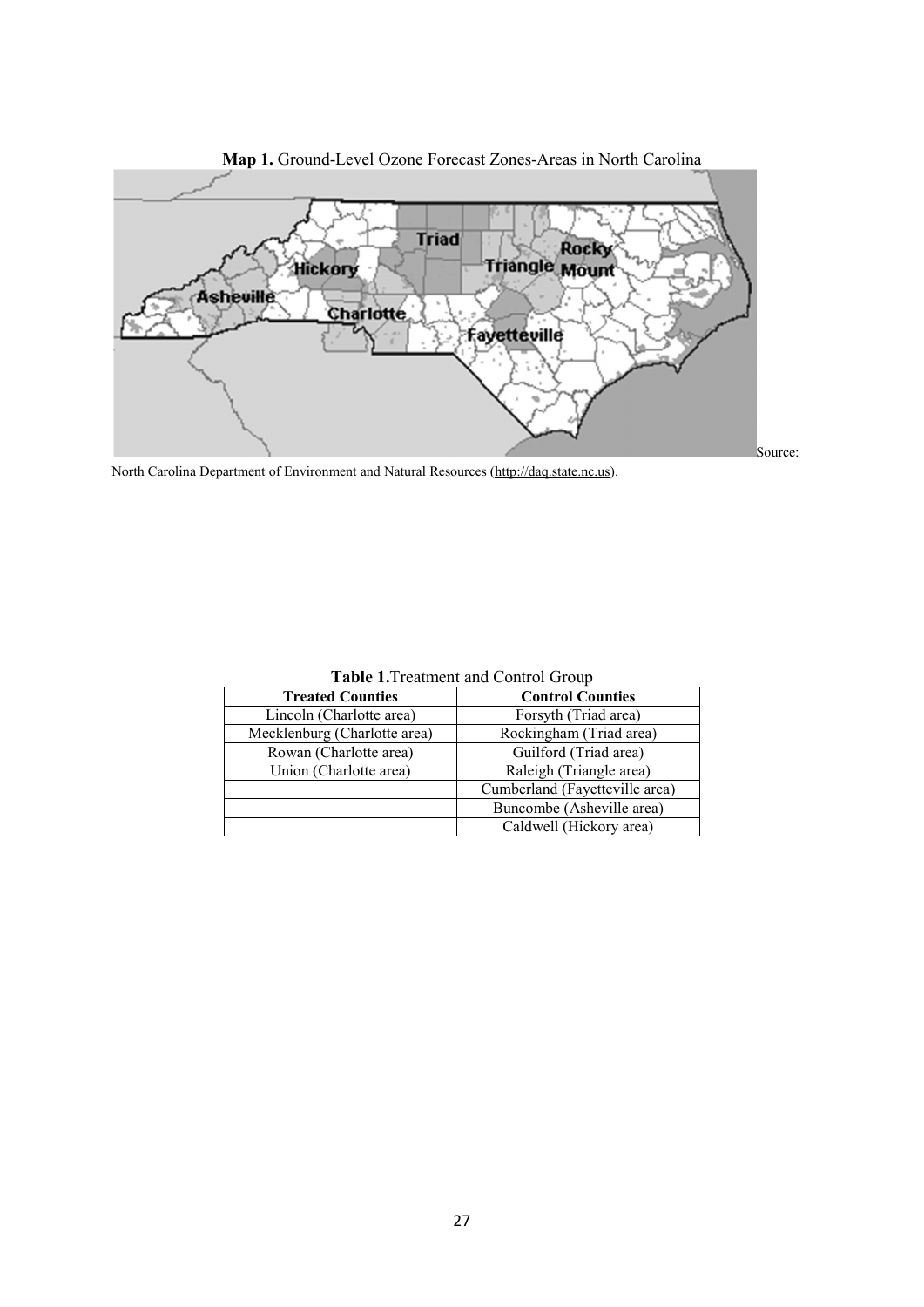**Map 1.** Ground-Level Ozone Forecast Zones-Areas in North Carolina

Source: North Carolina Department of Environment and Natural Resources (http://daq.state.nc.us).

**Table 1.** Treatment and Control Group

| Treated Counties | Control Counties |
|---|---|
| Lincoln (Charlotte area) | Forsyth (Triad area) |
| Mecklenburg (Charlotte area) | Rockingham (Triad area) |
| Rowan (Charlotte area) | Guilford (Triad area) |
| Union (Charlotte area) | Raleigh (Triangle area) |
| | Cumberland (Fayetteville area) |
| | Buncombe (Asheville area) |
| | Caldwell (Hickory area) |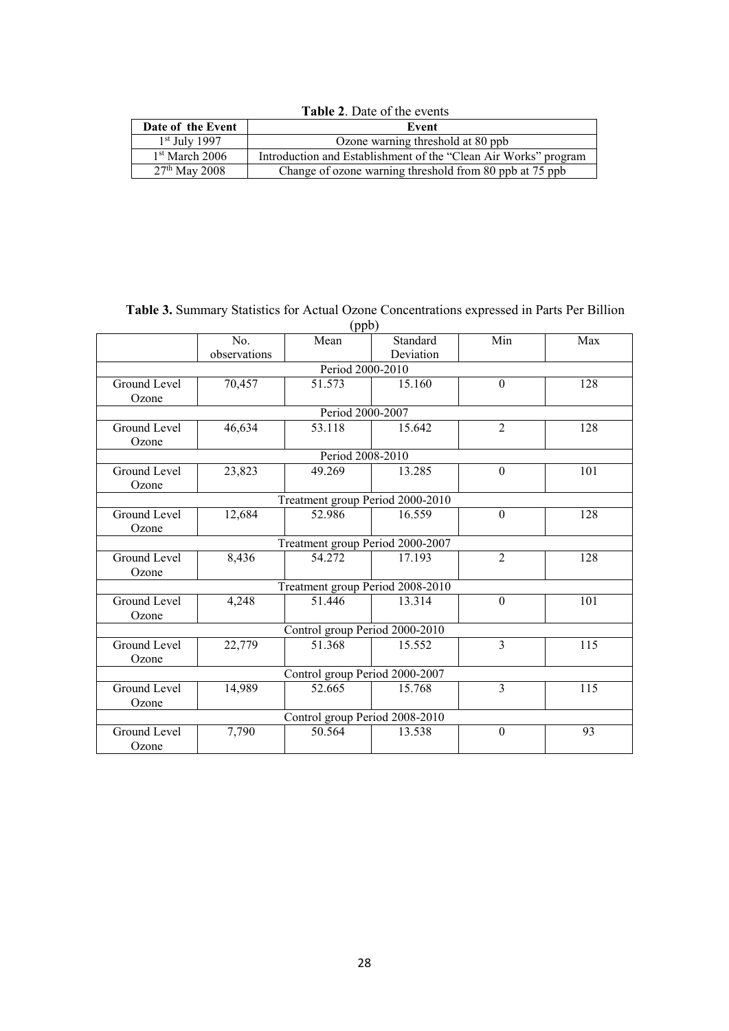**Table 2**. Date of the events

| Date of the Event | Event |
|---|---|
| 1st July 1997 | Ozone warning threshold at 80 ppb |
| 1st March 2006 | Introduction and Establishment of the “Clean Air Works” program |
| 27th May 2008 | Change of ozone warning threshold from 80 ppb at 75 ppb |

**Table 3.** Summary Statistics for Actual Ozone Concentrations expressed in Parts Per Billion (ppb)

| | No. observations | Mean | Standard Deviation | Min | Max |
|---|---|---|---|---|---|
| Period 2000-2010 | | | | | |
| Ground Level Ozone | 70,457 | 51.573 | 15.160 | 0 | 128 |
| Period 2000-2007 | | | | | |
| Ground Level Ozone | 46,634 | 53.118 | 15.642 | 2 | 128 |
| Period 2008-2010 | | | | | |
| Ground Level Ozone | 23,823 | 49.269 | 13.285 | 0 | 101 |
| Treatment group Period 2000-2010 | | | | | |
| Ground Level Ozone | 12,684 | 52.986 | 16.559 | 0 | 128 |
| Treatment group Period 2000-2007 | | | | | |
| Ground Level Ozone | 8,436 | 54.272 | 17.193 | 2 | 128 |
| Treatment group Period 2008-2010 | | | | | |
| Ground Level Ozone | 4,248 | 51.446 | 13.314 | 0 | 101 |
| Control group Period 2000-2010 | | | | | |
| Ground Level Ozone | 22,779 | 51.368 | 15.552 | 3 | 115 |
| Control group Period 2000-2007 | | | | | |
| Ground Level Ozone | 14,989 | 52.665 | 15.768 | 3 | 115 |
| Control group Period 2008-2010 | | | | | |
| Ground Level Ozone | 7,790 | 50.564 | 13.538 | 0 | 93 |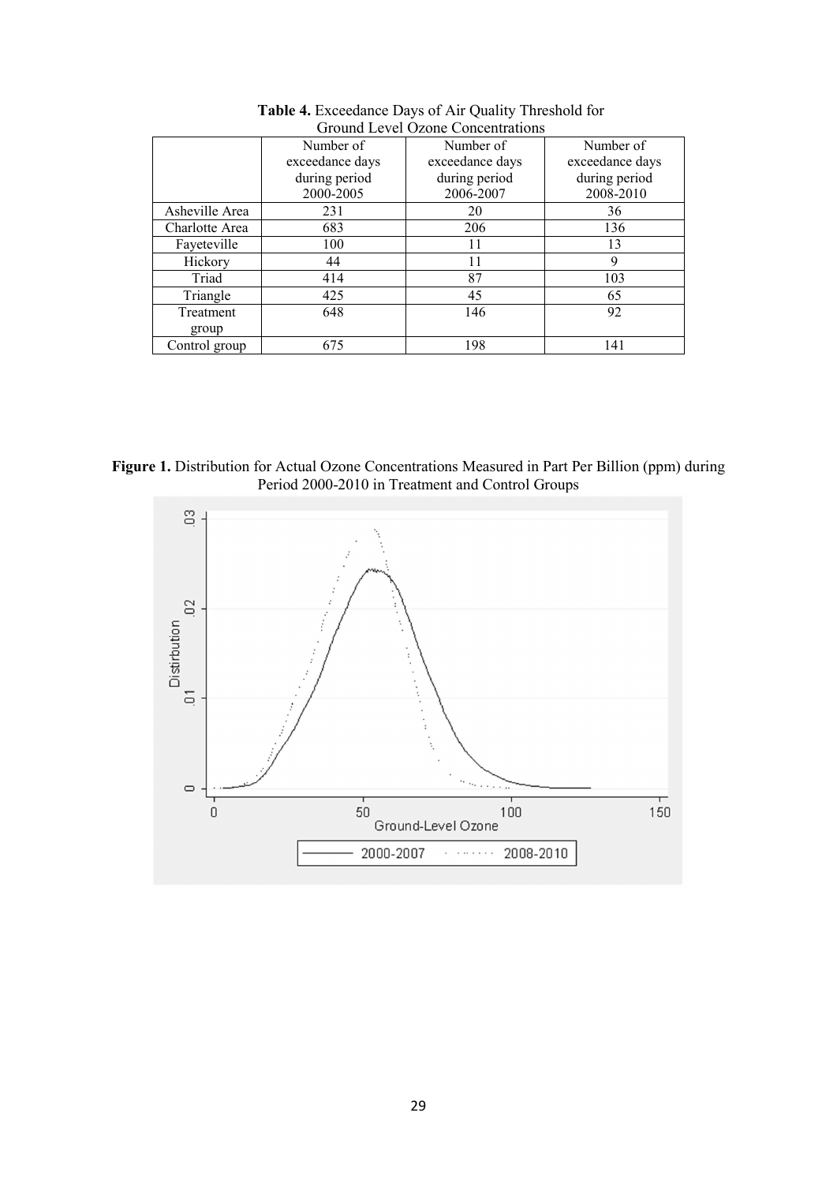**Table 4.** Exceedance Days of Air Quality Threshold for Ground Level Ozone Concentrations

| | Number of exceedance days during period 2000-2005 | Number of exceedance days during period 2006-2007 | Number of exceedance days during period 2008-2010 |
|---|---|---|---|
| Asheville Area | 231 | 20 | 36 |
| Charlotte Area | 683 | 206 | 136 |
| Fayeteville | 100 | 11 | 13 |
| Hickory | 44 | 11 | 9 |
| Triad | 414 | 87 | 103 |
| Triangle | 425 | 45 | 65 |
| Treatment group | 648 | 146 | 92 |
| Control group | 675 | 198 | 141 |

**Figure 1.** Distribution for Actual Ozone Concentrations Measured in Part Per Billion (ppm) during Period 2000-2010 in Treatment and Control Groups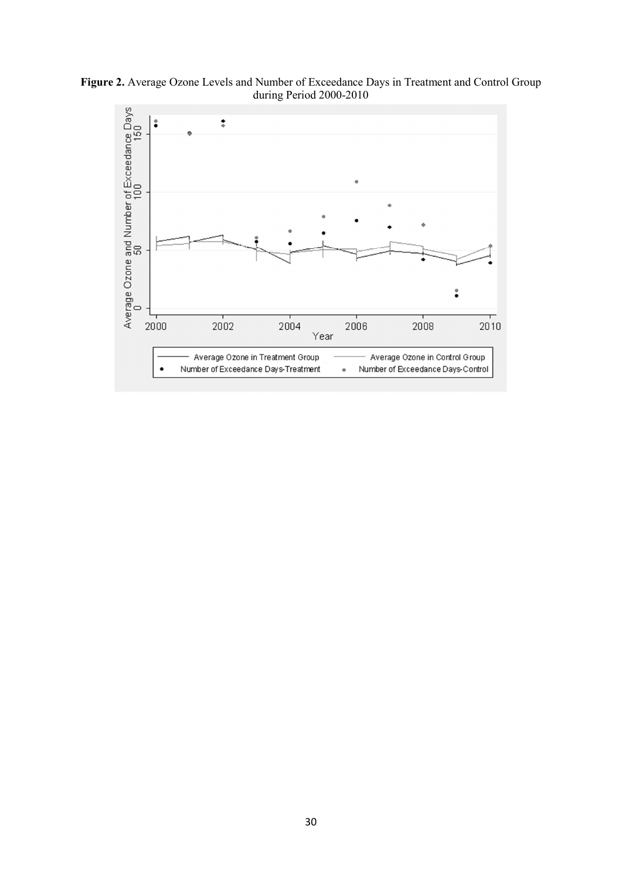**Figure 2.** Average Ozone Levels and Number of Exceedance Days in Treatment and Control Group during Period 2000-2010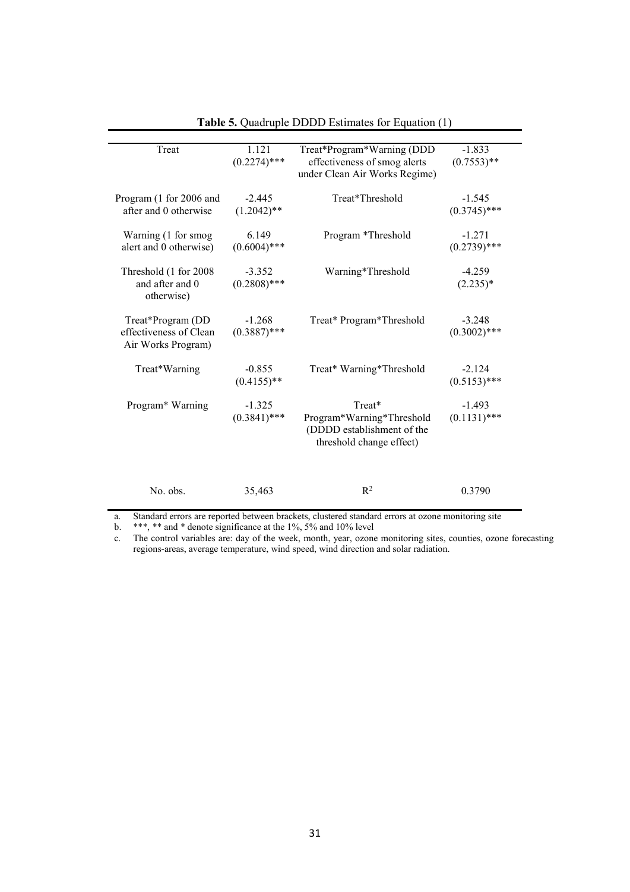**Table 5.** Quadruple DDDD Estimates for Equation (1)

| | | | |
|---|---|---|---|
| Treat | 1.121 (0.2274)*** | Treat*Program*Warning (DDD effectiveness of smog alerts under Clean Air Works Regime) | -1.833 (0.7553)** |
| Program (1 for 2006 and after and 0 otherwise | -2.445 (1.2042)** | Treat*Threshold | -1.545 (0.3745)*** |
| Warning (1 for smog alert and 0 otherwise) | 6.149 (0.6004)*** | Program *Threshold | -1.271 (0.2739)*** |
| Threshold (1 for 2008 and after and 0 otherwise) | -3.352 (0.2808)*** | Warning*Threshold | -4.259 (2.235)* |
| Treat*Program (DD effectiveness of Clean Air Works Program) | -1.268 (0.3887)*** | Treat* Program*Threshold | -3.248 (0.3002)*** |
| Treat*Warning | -0.855 (0.4155)** | Treat* Warning*Threshold | -2.124 (0.5153)*** |
| Program* Warning | -1.325 (0.3841)*** | Treat* Program*Warning*Threshold (DDDD establishment of the threshold change effect) | -1.493 (0.1131)*** |
| No. obs. | 35,463 | $R^2$ | 0.3790 |

a. Standard errors are reported between brackets, clustered standard errors at ozone monitoring site

b. ***, ** and * denote significance at the 1%, 5% and 10% level

c. The control variables are: day of the week, month, year, ozone monitoring sites, counties, ozone forecasting regions-areas, average temperature, wind speed, wind direction and solar radiation.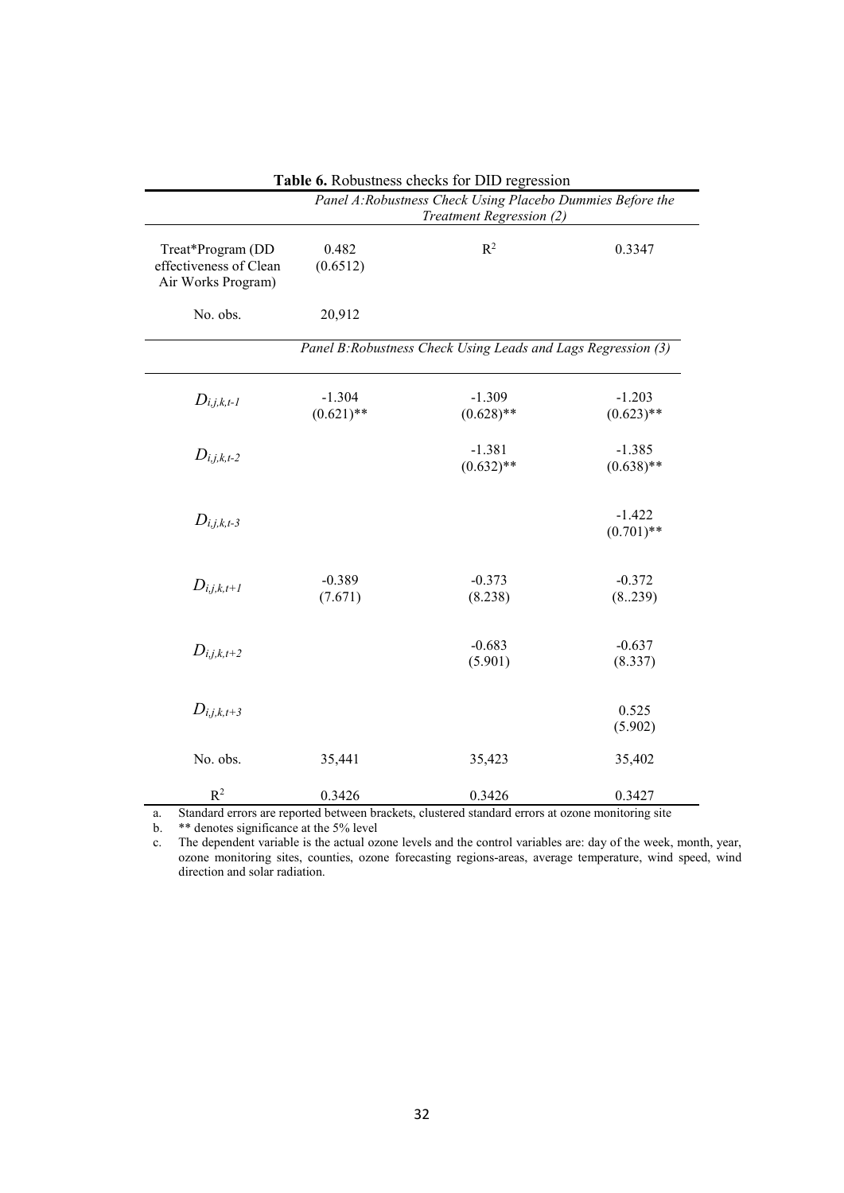**Table 6.** Robustness checks for DID regression

| | *Panel A: Robustness Check Using Placebo Dummies Before the Treatment Regression (2)* | | |
|---|---|---|---|
| Treat*Program (DD effectiveness of Clean Air Works Program) | 0.482 (0.6512) | $R^2$ | 0.3347 |
| No. obs. | 20,912 | | |
| | *Panel B: Robustness Check Using Leads and Lags Regression (3)* | | |
| $D_{i,j,k,t-1}$ | -1.304 (0.621)** | -1.309 (0.628)** | -1.203 (0.623)** |
| $D_{i,j,k,t-2}$ | | -1.381 (0.632)** | -1.385 (0.638)** |
| $D_{i,j,k,t-3}$ | | | -1.422 (0.701)** |
| $D_{i,j,k,t+1}$ | -0.389 (7.671) | -0.373 (8.238) | -0.372 (8..239) |
| $D_{i,j,k,t+2}$ | | -0.683 (5.901) | -0.637 (8.337) |
| $D_{i,j,k,t+3}$ | | | 0.525 (5.902) |
| No. obs. | 35,441 | 35,423 | 35,402 |
| $R^2$ | 0.3426 | 0.3426 | 0.3427 |

a. Standard errors are reported between brackets, clustered standard errors at ozone monitoring site

b. ** denotes significance at the 5% level

c. The dependent variable is the actual ozone levels and the control variables are: day of the week, month, year, ozone monitoring sites, counties, ozone forecasting regions-areas, average temperature, wind speed, wind direction and solar radiation.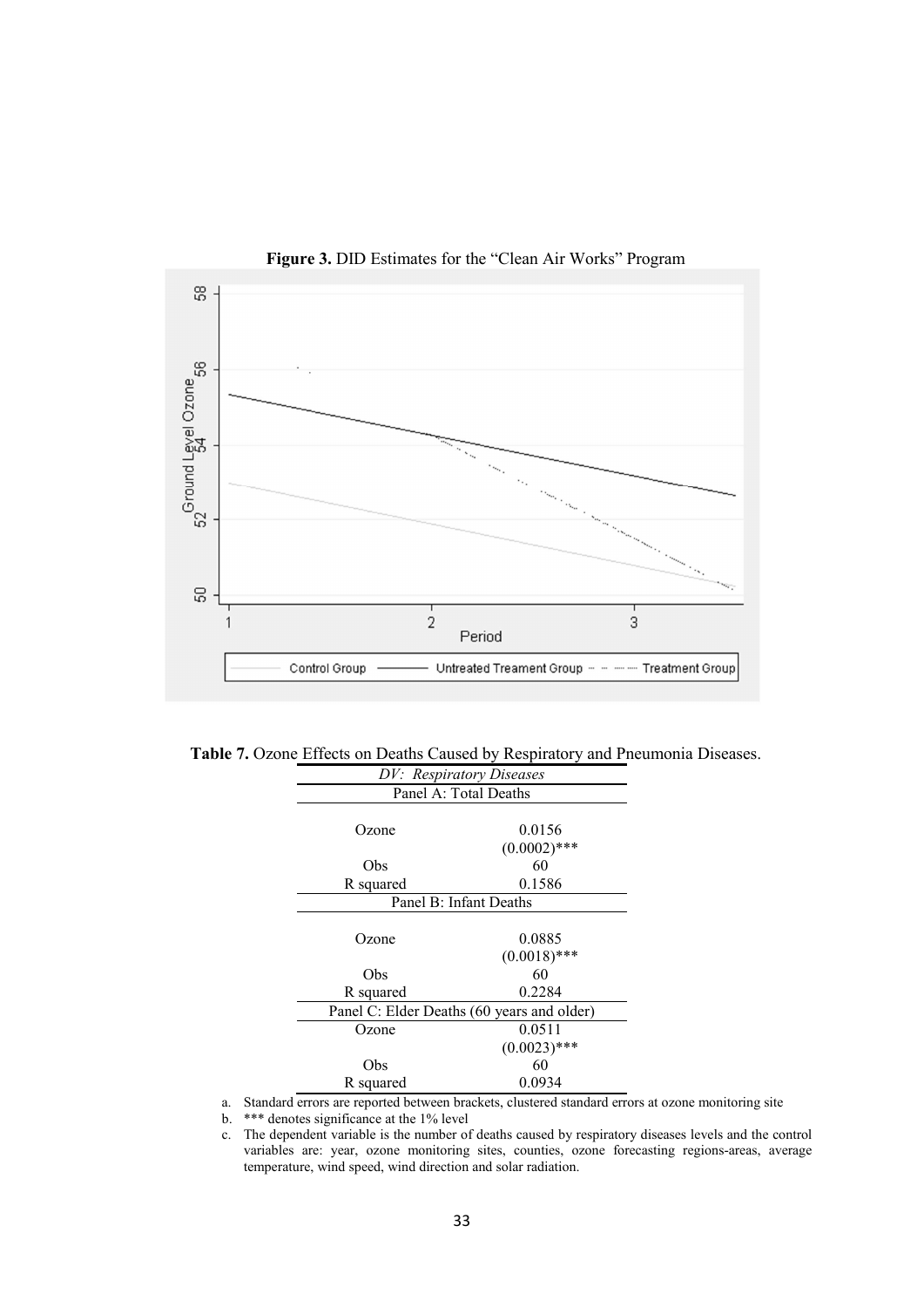**Figure 3.** DID Estimates for the "Clean Air Works" Program

58
56
54
52
50
Ground Level Ozone
1
2
3
Period
Control Group
Untreated Treament Group
Treatment Group

**Table 7.** Ozone Effects on Deaths Caused by Respiratory and Pneumonia Diseases.

| *DV: Respiratory Diseases* | |
|---|---|
| **Panel A: Total Deaths** | |
| Ozone | 0.0156 |
| | (0.0002)*** |
| Obs | 60 |
| R squared | 0.1586 |
| **Panel B: Infant Deaths** | |
| Ozone | 0.0885 |
| | (0.0018)*** |
| Obs | 60 |
| R squared | 0.2284 |
| **Panel C: Elder Deaths (60 years and older)** | |
| Ozone | 0.0511 |
| | (0.0023)*** |
| Obs | 60 |
| R squared | 0.0934 |

a. Standard errors are reported between brackets, clustered standard errors at ozone monitoring site
b. *** denotes significance at the 1% level
c. The dependent variable is the number of deaths caused by respiratory diseases levels and the control variables are: year, ozone monitoring sites, counties, ozone forecasting regions-areas, average temperature, wind speed, wind direction and solar radiation.